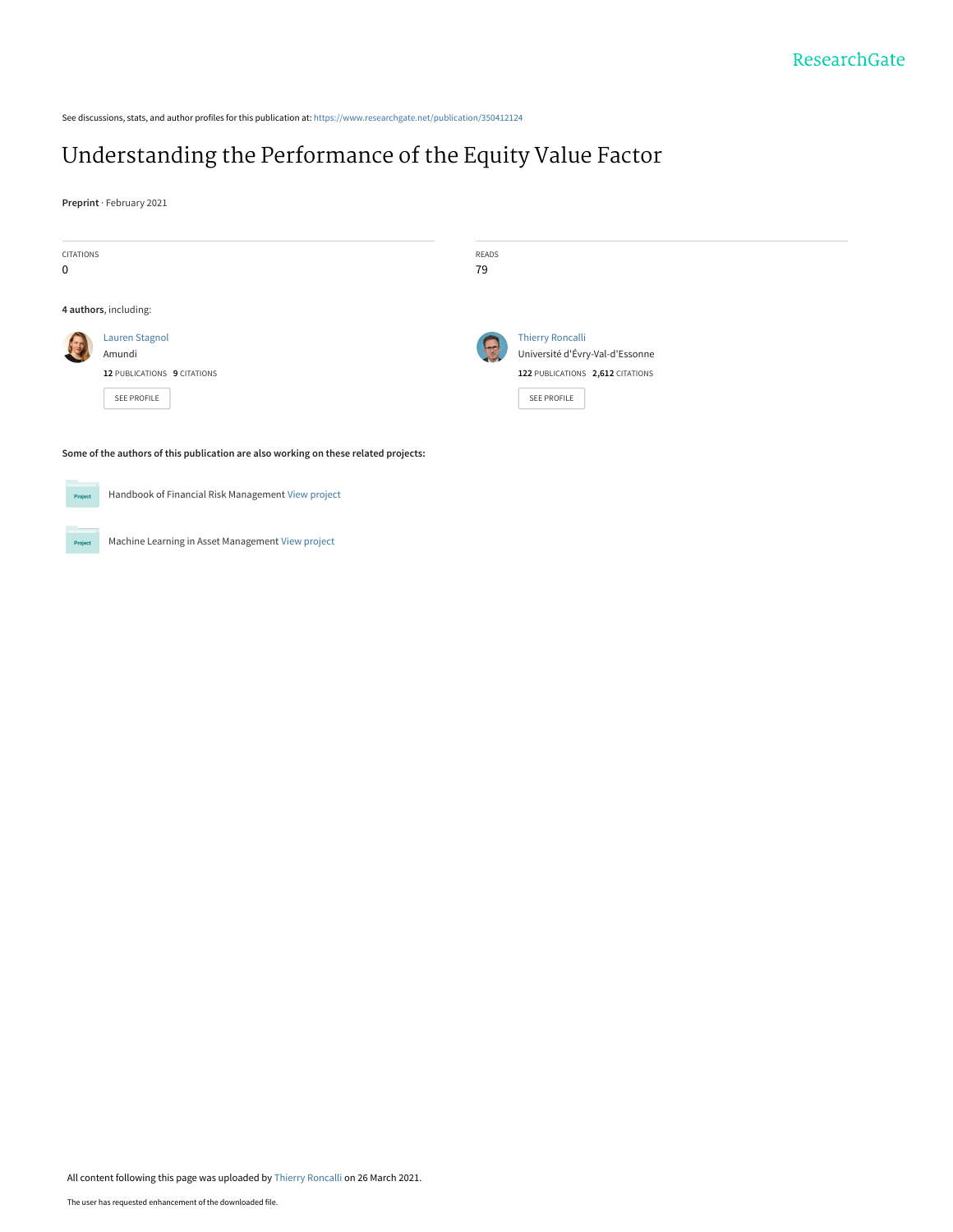See discussions, stats, and author profiles for this publication at: https://www.researchgate.net/publication/350412124

# Understanding the Performance of the Equity Value Factor

**Preprint** · February 2021

| CITATIONS | READS |
| --- | --- |
| 0 | 79 |

**4 authors**, including:

Lauren Stagnol
Amundi
**12** PUBLICATIONS **9** CITATIONS
SEE PROFILE

Thierry Roncalli
Université d'Évry-Val-d'Essonne
**122** PUBLICATIONS **2,612** CITATIONS
SEE PROFILE

**Some of the authors of this publication are also working on these related projects:**

Handbook of Financial Risk Management View project

Machine Learning in Asset Management View project

All content following this page was uploaded by Thierry Roncalli on 26 March 2021.

The user has requested enhancement of the downloaded file.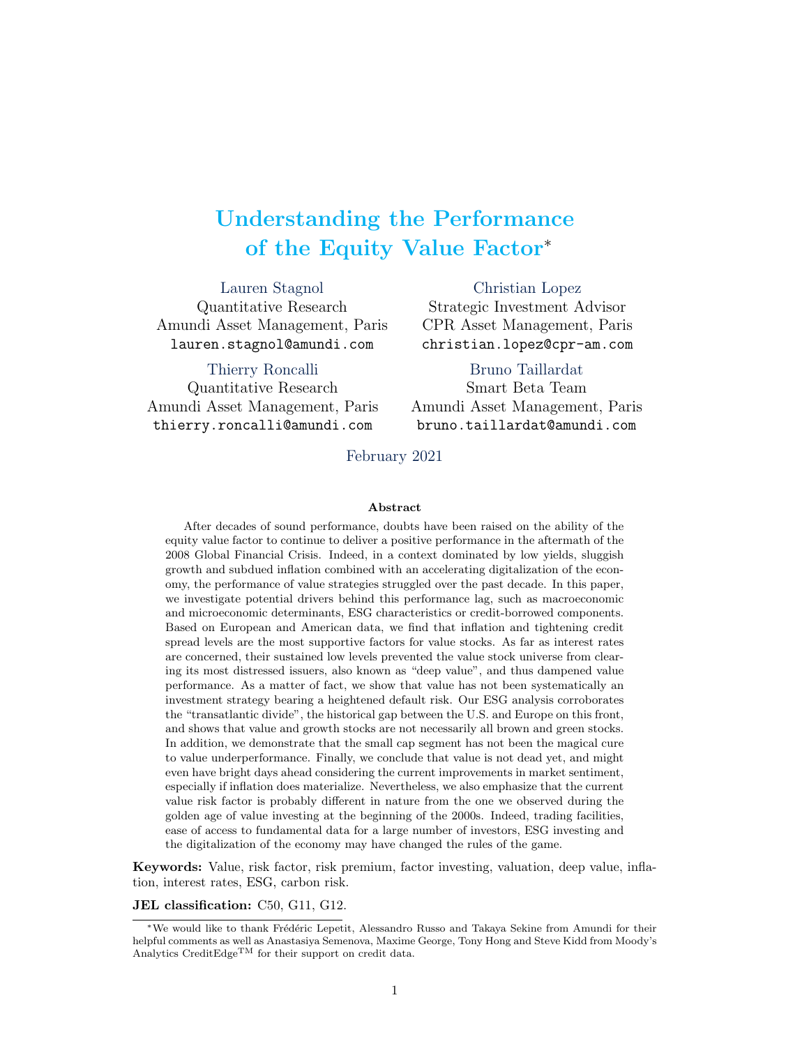# Understanding the Performance of the Equity Value Factor*

Lauren Stagnol
Quantitative Research
Amundi Asset Management, Paris
lauren.stagnol@amundi.com

Christian Lopez
Strategic Investment Advisor
CPR Asset Management, Paris
christian.lopez@cpr-am.com

Thierry Roncalli
Quantitative Research
Amundi Asset Management, Paris
thierry.roncalli@amundi.com

Bruno Taillardat
Smart Beta Team
Amundi Asset Management, Paris
bruno.taillardat@amundi.com

February 2021

**Abstract**

After decades of sound performance, doubts have been raised on the ability of the equity value factor to continue to deliver a positive performance in the aftermath of the 2008 Global Financial Crisis. Indeed, in a context dominated by low yields, sluggish growth and subdued inflation combined with an accelerating digitalization of the economy, the performance of value strategies struggled over the past decade. In this paper, we investigate potential drivers behind this performance lag, such as macroeconomic and microeconomic determinants, ESG characteristics or credit-borrowed components. Based on European and American data, we find that inflation and tightening credit spread levels are the most supportive factors for value stocks. As far as interest rates are concerned, their sustained low levels prevented the value stock universe from clearing its most distressed issuers, also known as "deep value", and thus dampened value performance. As a matter of fact, we show that value has not been systematically an investment strategy bearing a heightened default risk. Our ESG analysis corroborates the "transatlantic divide", the historical gap between the U.S. and Europe on this front, and shows that value and growth stocks are not necessarily all brown and green stocks. In addition, we demonstrate that the small cap segment has not been the magical cure to value underperformance. Finally, we conclude that value is not dead yet, and might even have bright days ahead considering the current improvements in market sentiment, especially if inflation does materialize. Nevertheless, we also emphasize that the current value risk factor is probably different in nature from the one we observed during the golden age of value investing at the beginning of the 2000s. Indeed, trading facilities, ease of access to fundamental data for a large number of investors, ESG investing and the digitalization of the economy may have changed the rules of the game.

**Keywords:** Value, risk factor, risk premium, factor investing, valuation, deep value, inflation, interest rates, ESG, carbon risk.

**JEL classification:** C50, G11, G12.

*We would like to thank Frédéric Lepetit, Alessandro Russo and Takaya Sekine from Amundi for their helpful comments as well as Anastasiya Semenova, Maxime George, Tony Hong and Steve Kidd from Moody's Analytics CreditEdge™ for their support on credit data.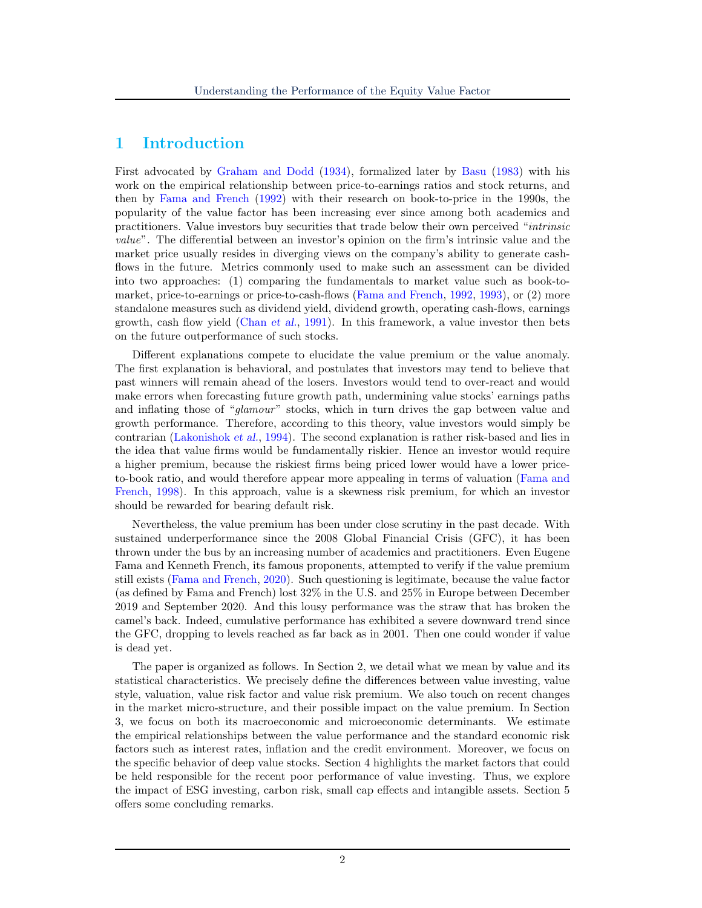# 1 Introduction

First advocated by Graham and Dodd (1934), formalized later by Basu (1983) with his work on the empirical relationship between price-to-earnings ratios and stock returns, and then by Fama and French (1992) with their research on book-to-price in the 1990s, the popularity of the value factor has been increasing ever since among both academics and practitioners. Value investors buy securities that trade below their own perceived "*intrinsic value*". The differential between an investor's opinion on the firm's intrinsic value and the market price usually resides in diverging views on the company's ability to generate cash-flows in the future. Metrics commonly used to make such an assessment can be divided into two approaches: (1) comparing the fundamentals to market value such as book-to-market, price-to-earnings or price-to-cash-flows (Fama and French, 1992, 1993), or (2) more standalone measures such as dividend yield, dividend growth, operating cash-flows, earnings growth, cash flow yield (Chan *et al.*, 1991). In this framework, a value investor then bets on the future outperformance of such stocks.

Different explanations compete to elucidate the value premium or the value anomaly. The first explanation is behavioral, and postulates that investors may tend to believe that past winners will remain ahead of the losers. Investors would tend to over-react and would make errors when forecasting future growth path, undermining value stocks' earnings paths and inflating those of "*glamour*" stocks, which in turn drives the gap between value and growth performance. Therefore, according to this theory, value investors would simply be contrarian (Lakonishok *et al.*, 1994). The second explanation is rather risk-based and lies in the idea that value firms would be fundamentally riskier. Hence an investor would require a higher premium, because the riskiest firms being priced lower would have a lower price-to-book ratio, and would therefore appear more appealing in terms of valuation (Fama and French, 1998). In this approach, value is a skewness risk premium, for which an investor should be rewarded for bearing default risk.

Nevertheless, the value premium has been under close scrutiny in the past decade. With sustained underperformance since the 2008 Global Financial Crisis (GFC), it has been thrown under the bus by an increasing number of academics and practitioners. Even Eugene Fama and Kenneth French, its famous proponents, attempted to verify if the value premium still exists (Fama and French, 2020). Such questioning is legitimate, because the value factor (as defined by Fama and French) lost 32% in the U.S. and 25% in Europe between December 2019 and September 2020. And this lousy performance was the straw that has broken the camel's back. Indeed, cumulative performance has exhibited a severe downward trend since the GFC, dropping to levels reached as far back as in 2001. Then one could wonder if value is dead yet.

The paper is organized as follows. In Section 2, we detail what we mean by value and its statistical characteristics. We precisely define the differences between value investing, value style, valuation, value risk factor and value risk premium. We also touch on recent changes in the market micro-structure, and their possible impact on the value premium. In Section 3, we focus on both its macroeconomic and microeconomic determinants. We estimate the empirical relationships between the value performance and the standard economic risk factors such as interest rates, inflation and the credit environment. Moreover, we focus on the specific behavior of deep value stocks. Section 4 highlights the market factors that could be held responsible for the recent poor performance of value investing. Thus, we explore the impact of ESG investing, carbon risk, small cap effects and intangible assets. Section 5 offers some concluding remarks.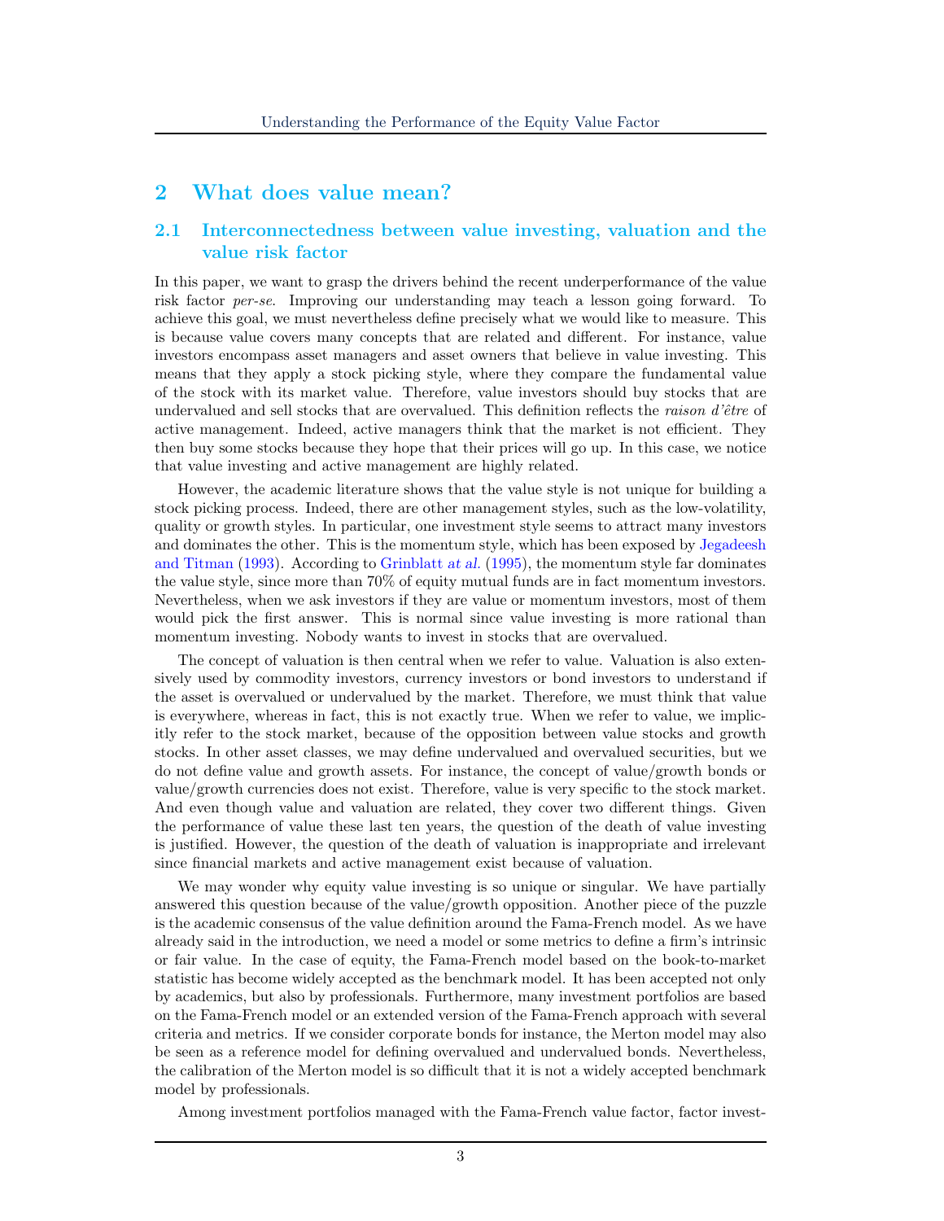# 2 What does value mean?

## 2.1 Interconnectedness between value investing, valuation and the value risk factor

In this paper, we want to grasp the drivers behind the recent underperformance of the value risk factor *per-se*. Improving our understanding may teach a lesson going forward. To achieve this goal, we must nevertheless define precisely what we would like to measure. This is because value covers many concepts that are related and different. For instance, value investors encompass asset managers and asset owners that believe in value investing. This means that they apply a stock picking style, where they compare the fundamental value of the stock with its market value. Therefore, value investors should buy stocks that are undervalued and sell stocks that are overvalued. This definition reflects the *raison d'être* of active management. Indeed, active managers think that the market is not efficient. They then buy some stocks because they hope that their prices will go up. In this case, we notice that value investing and active management are highly related.

However, the academic literature shows that the value style is not unique for building a stock picking process. Indeed, there are other management styles, such as the low-volatility, quality or growth styles. In particular, one investment style seems to attract many investors and dominates the other. This is the momentum style, which has been exposed by Jegadeesh and Titman (1993). According to Grinblatt *at al.* (1995), the momentum style far dominates the value style, since more than 70% of equity mutual funds are in fact momentum investors. Nevertheless, when we ask investors if they are value or momentum investors, most of them would pick the first answer. This is normal since value investing is more rational than momentum investing. Nobody wants to invest in stocks that are overvalued.

The concept of valuation is then central when we refer to value. Valuation is also extensively used by commodity investors, currency investors or bond investors to understand if the asset is overvalued or undervalued by the market. Therefore, we must think that value is everywhere, whereas in fact, this is not exactly true. When we refer to value, we implicitly refer to the stock market, because of the opposition between value stocks and growth stocks. In other asset classes, we may define undervalued and overvalued securities, but we do not define value and growth assets. For instance, the concept of value/growth bonds or value/growth currencies does not exist. Therefore, value is very specific to the stock market. And even though value and valuation are related, they cover two different things. Given the performance of value these last ten years, the question of the death of value investing is justified. However, the question of the death of valuation is inappropriate and irrelevant since financial markets and active management exist because of valuation.

We may wonder why equity value investing is so unique or singular. We have partially answered this question because of the value/growth opposition. Another piece of the puzzle is the academic consensus of the value definition around the Fama-French model. As we have already said in the introduction, we need a model or some metrics to define a firm's intrinsic or fair value. In the case of equity, the Fama-French model based on the book-to-market statistic has become widely accepted as the benchmark model. It has been accepted not only by academics, but also by professionals. Furthermore, many investment portfolios are based on the Fama-French model or an extended version of the Fama-French approach with several criteria and metrics. If we consider corporate bonds for instance, the Merton model may also be seen as a reference model for defining overvalued and undervalued bonds. Nevertheless, the calibration of the Merton model is so difficult that it is not a widely accepted benchmark model by professionals.

Among investment portfolios managed with the Fama-French value factor, factor invest-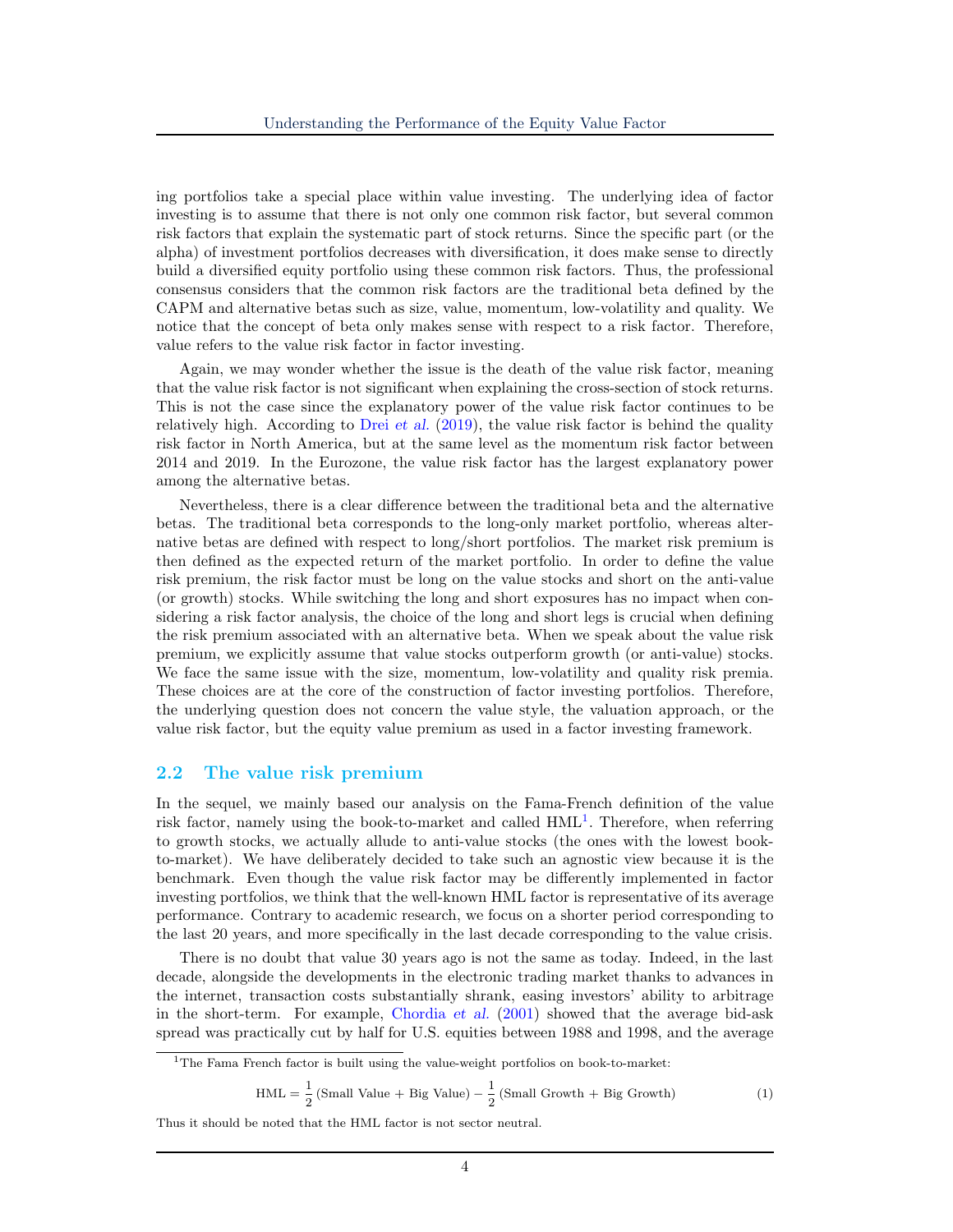ing portfolios take a special place within value investing. The underlying idea of factor investing is to assume that there is not only one common risk factor, but several common risk factors that explain the systematic part of stock returns. Since the specific part (or the alpha) of investment portfolios decreases with diversification, it does make sense to directly build a diversified equity portfolio using these common risk factors. Thus, the professional consensus considers that the common risk factors are the traditional beta defined by the CAPM and alternative betas such as size, value, momentum, low-volatility and quality. We notice that the concept of beta only makes sense with respect to a risk factor. Therefore, value refers to the value risk factor in factor investing.

Again, we may wonder whether the issue is the death of the value risk factor, meaning that the value risk factor is not significant when explaining the cross-section of stock returns. This is not the case since the explanatory power of the value risk factor continues to be relatively high. According to Drei *et al.* (2019), the value risk factor is behind the quality risk factor in North America, but at the same level as the momentum risk factor between 2014 and 2019. In the Eurozone, the value risk factor has the largest explanatory power among the alternative betas.

Nevertheless, there is a clear difference between the traditional beta and the alternative betas. The traditional beta corresponds to the long-only market portfolio, whereas alternative betas are defined with respect to long/short portfolios. The market risk premium is then defined as the expected return of the market portfolio. In order to define the value risk premium, the risk factor must be long on the value stocks and short on the anti-value (or growth) stocks. While switching the long and short exposures has no impact when considering a risk factor analysis, the choice of the long and short legs is crucial when defining the risk premium associated with an alternative beta. When we speak about the value risk premium, we explicitly assume that value stocks outperform growth (or anti-value) stocks. We face the same issue with the size, momentum, low-volatility and quality risk premia. These choices are at the core of the construction of factor investing portfolios. Therefore, the underlying question does not concern the value style, the valuation approach, or the value risk factor, but the equity value premium as used in a factor investing framework.

## 2.2 The value risk premium

In the sequel, we mainly based our analysis on the Fama-French definition of the value risk factor, namely using the book-to-market and called HML[1]. Therefore, when referring to growth stocks, we actually allude to anti-value stocks (the ones with the lowest book-to-market). We have deliberately decided to take such an agnostic view because it is the benchmark. Even though the value risk factor may be differently implemented in factor investing portfolios, we think that the well-known HML factor is representative of its average performance. Contrary to academic research, we focus on a shorter period corresponding to the last 20 years, and more specifically in the last decade corresponding to the value crisis.

There is no doubt that value 30 years ago is not the same as today. Indeed, in the last decade, alongside the developments in the electronic trading market thanks to advances in the internet, transaction costs substantially shrank, easing investors' ability to arbitrage in the short-term. For example, Chordia *et al.* (2001) showed that the average bid-ask spread was practically cut by half for U.S. equities between 1988 and 1998, and the average

[1] The Fama French factor is built using the value-weight portfolios on book-to-market:

$$\text{HML} = \frac{1}{2}\left(\text{Small Value} + \text{Big Value}\right) - \frac{1}{2}\left(\text{Small Growth} + \text{Big Growth}\right) \tag{1}$$

Thus it should be noted that the HML factor is not sector neutral.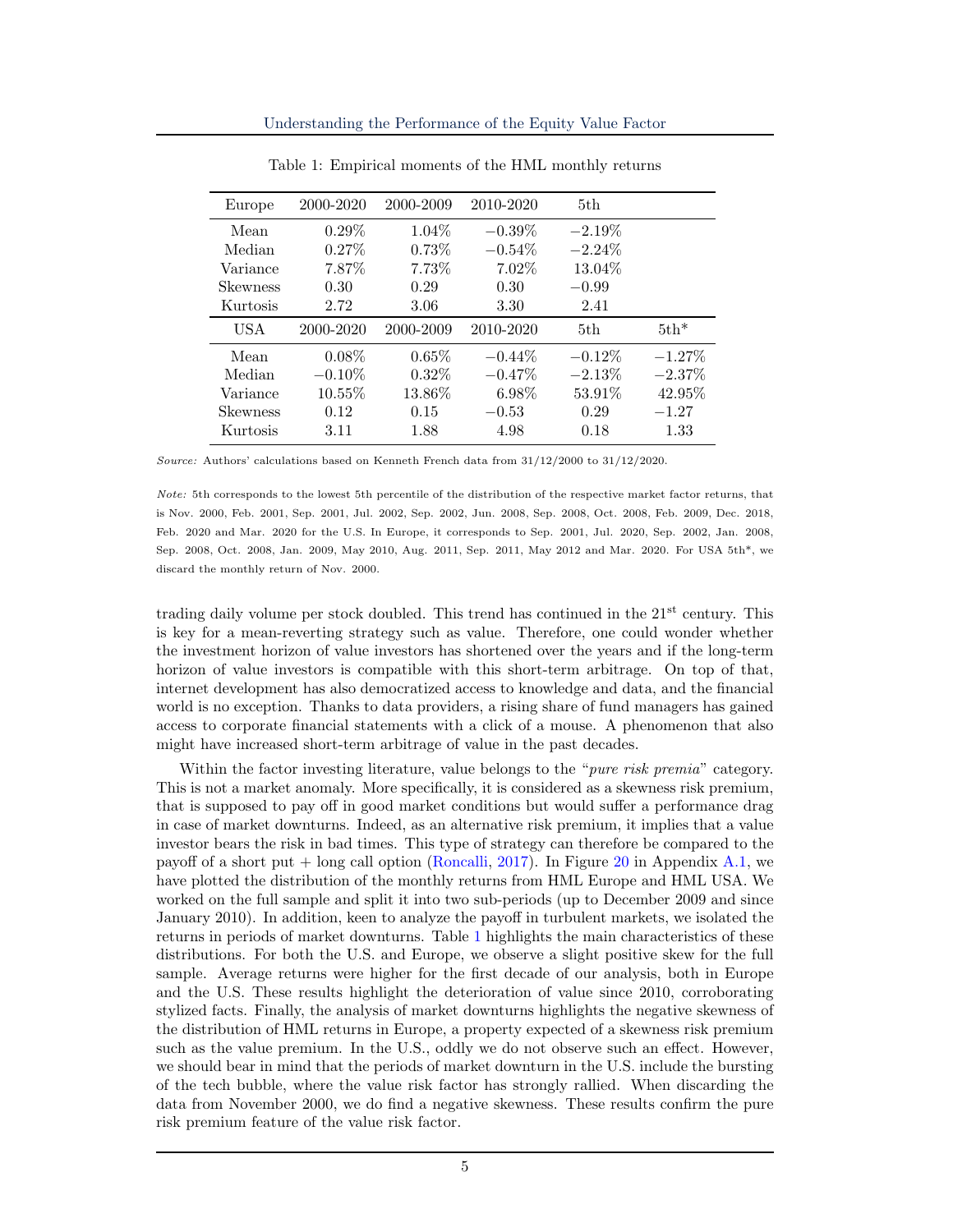Table 1: Empirical moments of the HML monthly returns

| Europe | 2000-2020 | 2000-2009 | 2010-2020 | 5th | |
|---|---|---|---|---|---|
| Mean | 0.29% | 1.04% | −0.39% | −2.19% | |
| Median | 0.27% | 0.73% | −0.54% | −2.24% | |
| Variance | 7.87% | 7.73% | 7.02% | 13.04% | |
| Skewness | 0.30 | 0.29 | 0.30 | −0.99 | |
| Kurtosis | 2.72 | 3.06 | 3.30 | 2.41 | |
| **USA** | **2000-2020** | **2000-2009** | **2010-2020** | **5th** | **5th*** |
| Mean | 0.08% | 0.65% | −0.44% | −0.12% | −1.27% |
| Median | −0.10% | 0.32% | −0.47% | −2.13% | −2.37% |
| Variance | 10.55% | 13.86% | 6.98% | 53.91% | 42.95% |
| Skewness | 0.12 | 0.15 | −0.53 | 0.29 | −1.27 |
| Kurtosis | 3.11 | 1.88 | 4.98 | 0.18 | 1.33 |

*Source:* Authors' calculations based on Kenneth French data from 31/12/2000 to 31/12/2020.

*Note:* 5th corresponds to the lowest 5th percentile of the distribution of the respective market factor returns, that is Nov. 2000, Feb. 2001, Sep. 2001, Jul. 2002, Sep. 2002, Jun. 2008, Sep. 2008, Oct. 2008, Feb. 2009, Dec. 2018, Feb. 2020 and Mar. 2020 for the U.S. In Europe, it corresponds to Sep. 2001, Jul. 2020, Sep. 2002, Jan. 2008, Sep. 2008, Oct. 2008, Jan. 2009, May 2010, Aug. 2011, Sep. 2011, May 2012 and Mar. 2020. For USA 5th*, we discard the monthly return of Nov. 2000.

trading daily volume per stock doubled. This trend has continued in the 21st century. This is key for a mean-reverting strategy such as value. Therefore, one could wonder whether the investment horizon of value investors has shortened over the years and if the long-term horizon of value investors is compatible with this short-term arbitrage. On top of that, internet development has also democratized access to knowledge and data, and the financial world is no exception. Thanks to data providers, a rising share of fund managers has gained access to corporate financial statements with a click of a mouse. A phenomenon that also might have increased short-term arbitrage of value in the past decades.

Within the factor investing literature, value belongs to the "*pure risk premia*" category. This is not a market anomaly. More specifically, it is considered as a skewness risk premium, that is supposed to pay off in good market conditions but would suffer a performance drag in case of market downturns. Indeed, as an alternative risk premium, it implies that a value investor bears the risk in bad times. This type of strategy can therefore be compared to the payoff of a short put + long call option (Roncalli, 2017). In Figure 20 in Appendix A.1, we have plotted the distribution of the monthly returns from HML Europe and HML USA. We worked on the full sample and split it into two sub-periods (up to December 2009 and since January 2010). In addition, keen to analyze the payoff in turbulent markets, we isolated the returns in periods of market downturns. Table 1 highlights the main characteristics of these distributions. For both the U.S. and Europe, we observe a slight positive skew for the full sample. Average returns were higher for the first decade of our analysis, both in Europe and the U.S. These results highlight the deterioration of value since 2010, corroborating stylized facts. Finally, the analysis of market downturns highlights the negative skewness of the distribution of HML returns in Europe, a property expected of a skewness risk premium such as the value premium. In the U.S., oddly we do not observe such an effect. However, we should bear in mind that the periods of market downturn in the U.S. include the bursting of the tech bubble, where the value risk factor has strongly rallied. When discarding the data from November 2000, we do find a negative skewness. These results confirm the pure risk premium feature of the value risk factor.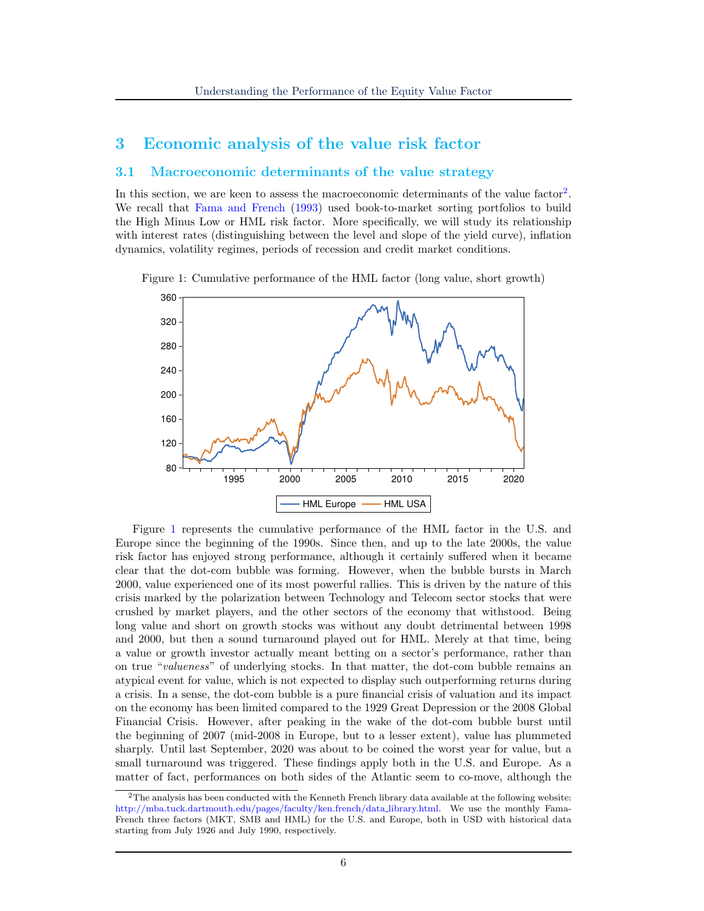# 3 Economic analysis of the value risk factor

## 3.1 Macroeconomic determinants of the value strategy

In this section, we are keen to assess the macroeconomic determinants of the value factor[2]. We recall that Fama and French (1993) used book-to-market sorting portfolios to build the High Minus Low or HML risk factor. More specifically, we will study its relationship with interest rates (distinguishing between the level and slope of the yield curve), inflation dynamics, volatility regimes, periods of recession and credit market conditions.

Figure 1: Cumulative performance of the HML factor (long value, short growth)

Figure 1 represents the cumulative performance of the HML factor in the U.S. and Europe since the beginning of the 1990s. Since then, and up to the late 2000s, the value risk factor has enjoyed strong performance, although it certainly suffered when it became clear that the dot-com bubble was forming. However, when the bubble bursts in March 2000, value experienced one of its most powerful rallies. This is driven by the nature of this crisis marked by the polarization between Technology and Telecom sector stocks that were crushed by market players, and the other sectors of the economy that withstood. Being long value and short on growth stocks was without any doubt detrimental between 1998 and 2000, but then a sound turnaround played out for HML. Merely at that time, being a value or growth investor actually meant betting on a sector's performance, rather than on true "*valueness*" of underlying stocks. In that matter, the dot-com bubble remains an atypical event for value, which is not expected to display such outperforming returns during a crisis. In a sense, the dot-com bubble is a pure financial crisis of valuation and its impact on the economy has been limited compared to the 1929 Great Depression or the 2008 Global Financial Crisis. However, after peaking in the wake of the dot-com bubble burst until the beginning of 2007 (mid-2008 in Europe, but to a lesser extent), value has plummeted sharply. Until last September, 2020 was about to be coined the worst year for value, but a small turnaround was triggered. These findings apply both in the U.S. and Europe. As a matter of fact, performances on both sides of the Atlantic seem to co-move, although the

[2] The analysis has been conducted with the Kenneth French library data available at the following website: http://mba.tuck.dartmouth.edu/pages/faculty/ken.french/data_library.html. We use the monthly Fama-French three factors (MKT, SMB and HML) for the U.S. and Europe, both in USD with historical data starting from July 1926 and July 1990, respectively.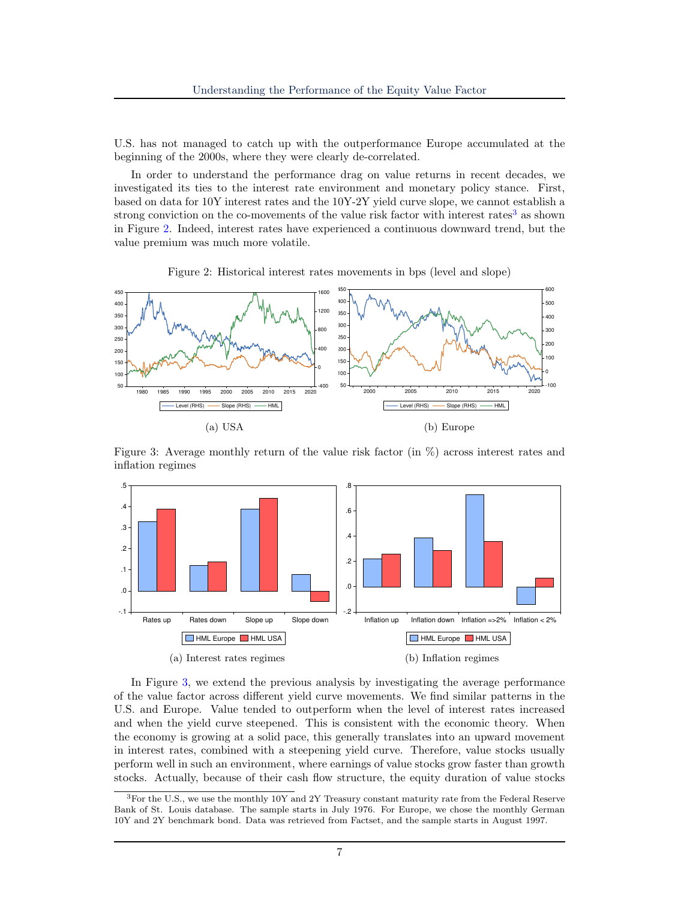U.S. has not managed to catch up with the outperformance Europe accumulated at the beginning of the 2000s, where they were clearly de-correlated.

In order to understand the performance drag on value returns in recent decades, we investigated its ties to the interest rate environment and monetary policy stance. First, based on data for 10Y interest rates and the 10Y-2Y yield curve slope, we cannot establish a strong conviction on the co-movements of the value risk factor with interest rates[3] as shown in Figure 2. Indeed, interest rates have experienced a continuous downward trend, but the value premium was much more volatile.

Figure 2: Historical interest rates movements in bps (level and slope)

(a) USA

(b) Europe

Figure 3: Average monthly return of the value risk factor (in %) across interest rates and inflation regimes

(a) Interest rates regimes

(b) Inflation regimes

In Figure 3, we extend the previous analysis by investigating the average performance of the value factor across different yield curve movements. We find similar patterns in the U.S. and Europe. Value tended to outperform when the level of interest rates increased and when the yield curve steepened. This is consistent with the economic theory. When the economy is growing at a solid pace, this generally translates into an upward movement in interest rates, combined with a steepening yield curve. Therefore, value stocks usually perform well in such an environment, where earnings of value stocks grow faster than growth stocks. Actually, because of their cash flow structure, the equity duration of value stocks

[3] For the U.S., we use the monthly 10Y and 2Y Treasury constant maturity rate from the Federal Reserve Bank of St. Louis database. The sample starts in July 1976. For Europe, we chose the monthly German 10Y and 2Y benchmark bond. Data was retrieved from Factset, and the sample starts in August 1997.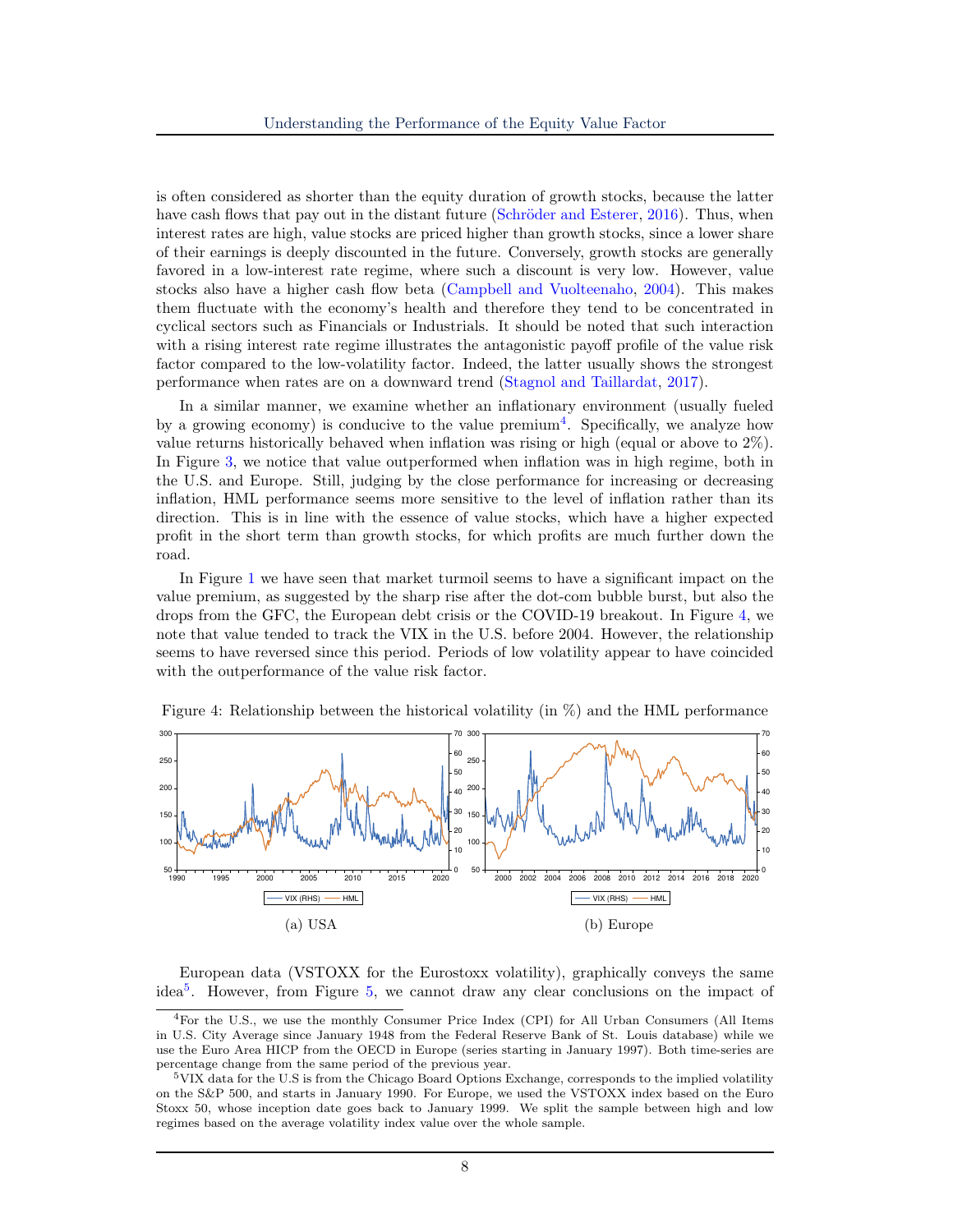is often considered as shorter than the equity duration of growth stocks, because the latter have cash flows that pay out in the distant future (Schröder and Esterer, 2016). Thus, when interest rates are high, value stocks are priced higher than growth stocks, since a lower share of their earnings is deeply discounted in the future. Conversely, growth stocks are generally favored in a low-interest rate regime, where such a discount is very low. However, value stocks also have a higher cash flow beta (Campbell and Vuolteenaho, 2004). This makes them fluctuate with the economy's health and therefore they tend to be concentrated in cyclical sectors such as Financials or Industrials. It should be noted that such interaction with a rising interest rate regime illustrates the antagonistic payoff profile of the value risk factor compared to the low-volatility factor. Indeed, the latter usually shows the strongest performance when rates are on a downward trend (Stagnol and Taillardat, 2017).

In a similar manner, we examine whether an inflationary environment (usually fueled by a growing economy) is conducive to the value premium[4]. Specifically, we analyze how value returns historically behaved when inflation was rising or high (equal or above to 2%). In Figure 3, we notice that value outperformed when inflation was in high regime, both in the U.S. and Europe. Still, judging by the close performance for increasing or decreasing inflation, HML performance seems more sensitive to the level of inflation rather than its direction. This is in line with the essence of value stocks, which have a higher expected profit in the short term than growth stocks, for which profits are much further down the road.

In Figure 1 we have seen that market turmoil seems to have a significant impact on the value premium, as suggested by the sharp rise after the dot-com bubble burst, but also the drops from the GFC, the European debt crisis or the COVID-19 breakout. In Figure 4, we note that value tended to track the VIX in the U.S. before 2004. However, the relationship seems to have reversed since this period. Periods of low volatility appear to have coincided with the outperformance of the value risk factor.

Figure 4: Relationship between the historical volatility (in %) and the HML performance

(a) USA

(b) Europe

European data (VSTOXX for the Eurostoxx volatility), graphically conveys the same idea[5]. However, from Figure 5, we cannot draw any clear conclusions on the impact of

[4]For the U.S., we use the monthly Consumer Price Index (CPI) for All Urban Consumers (All Items in U.S. City Average since January 1948 from the Federal Reserve Bank of St. Louis database) while we use the Euro Area HICP from the OECD in Europe (series starting in January 1997). Both time-series are percentage change from the same period of the previous year.

[5]VIX data for the U.S is from the Chicago Board Options Exchange, corresponds to the implied volatility on the S&P 500, and starts in January 1990. For Europe, we used the VSTOXX index based on the Euro Stoxx 50, whose inception date goes back to January 1999. We split the sample between high and low regimes based on the average volatility index value over the whole sample.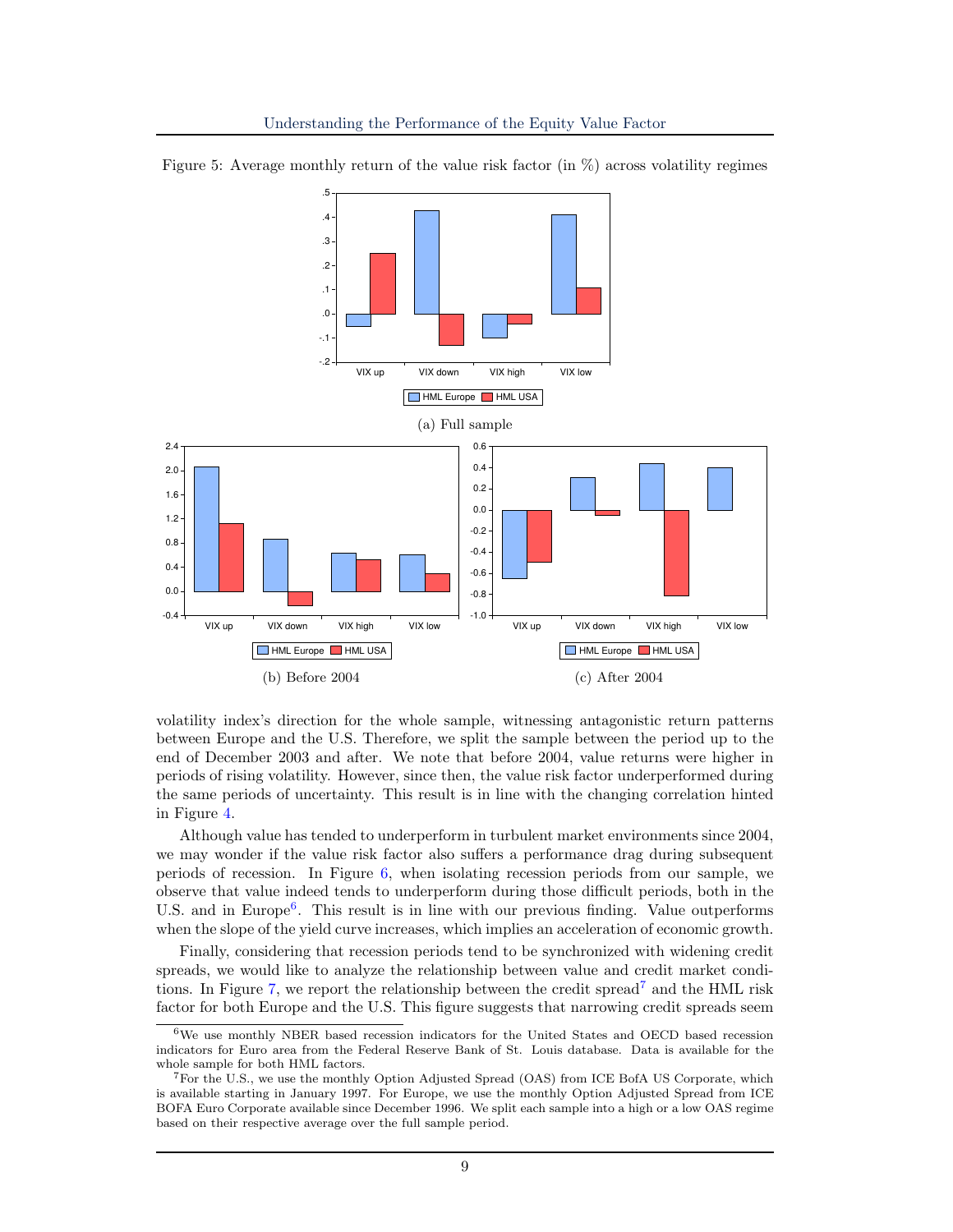Figure 5: Average monthly return of the value risk factor (in %) across volatility regimes

(a) Full sample

(b) Before 2004

(c) After 2004

volatility index's direction for the whole sample, witnessing antagonistic return patterns between Europe and the U.S. Therefore, we split the sample between the period up to the end of December 2003 and after. We note that before 2004, value returns were higher in periods of rising volatility. However, since then, the value risk factor underperformed during the same periods of uncertainty. This result is in line with the changing correlation hinted in Figure 4.

Although value has tended to underperform in turbulent market environments since 2004, we may wonder if the value risk factor also suffers a performance drag during subsequent periods of recession. In Figure 6, when isolating recession periods from our sample, we observe that value indeed tends to underperform during those difficult periods, both in the U.S. and in Europe[6]. This result is in line with our previous finding. Value outperforms when the slope of the yield curve increases, which implies an acceleration of economic growth.

Finally, considering that recession periods tend to be synchronized with widening credit spreads, we would like to analyze the relationship between value and credit market conditions. In Figure 7, we report the relationship between the credit spread[7] and the HML risk factor for both Europe and the U.S. This figure suggests that narrowing credit spreads seem

[6] We use monthly NBER based recession indicators for the United States and OECD based recession indicators for Euro area from the Federal Reserve Bank of St. Louis database. Data is available for the whole sample for both HML factors.

[7] For the U.S., we use the monthly Option Adjusted Spread (OAS) from ICE BofA US Corporate, which is available starting in January 1997. For Europe, we use the monthly Option Adjusted Spread from ICE BOFA Euro Corporate available since December 1996. We split each sample into a high or a low OAS regime based on their respective average over the full sample period.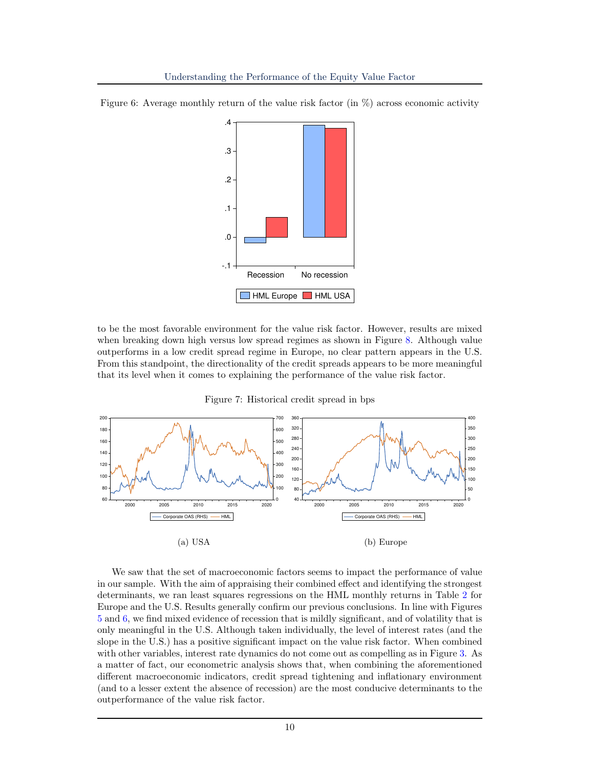Figure 6: Average monthly return of the value risk factor (in %) across economic activity

to be the most favorable environment for the value risk factor. However, results are mixed when breaking down high versus low spread regimes as shown in Figure 8. Although value outperforms in a low credit spread regime in Europe, no clear pattern appears in the U.S. From this standpoint, the directionality of the credit spreads appears to be more meaningful that its level when it comes to explaining the performance of the value risk factor.

Figure 7: Historical credit spread in bps

(a) USA

(b) Europe

We saw that the set of macroeconomic factors seems to impact the performance of value in our sample. With the aim of appraising their combined effect and identifying the strongest determinants, we ran least squares regressions on the HML monthly returns in Table 2 for Europe and the U.S. Results generally confirm our previous conclusions. In line with Figures 5 and 6, we find mixed evidence of recession that is mildly significant, and of volatility that is only meaningful in the U.S. Although taken individually, the level of interest rates (and the slope in the U.S.) has a positive significant impact on the value risk factor. When combined with other variables, interest rate dynamics do not come out as compelling as in Figure 3. As a matter of fact, our econometric analysis shows that, when combining the aforementioned different macroeconomic indicators, credit spread tightening and inflationary environment (and to a lesser extent the absence of recession) are the most conducive determinants to the outperformance of the value risk factor.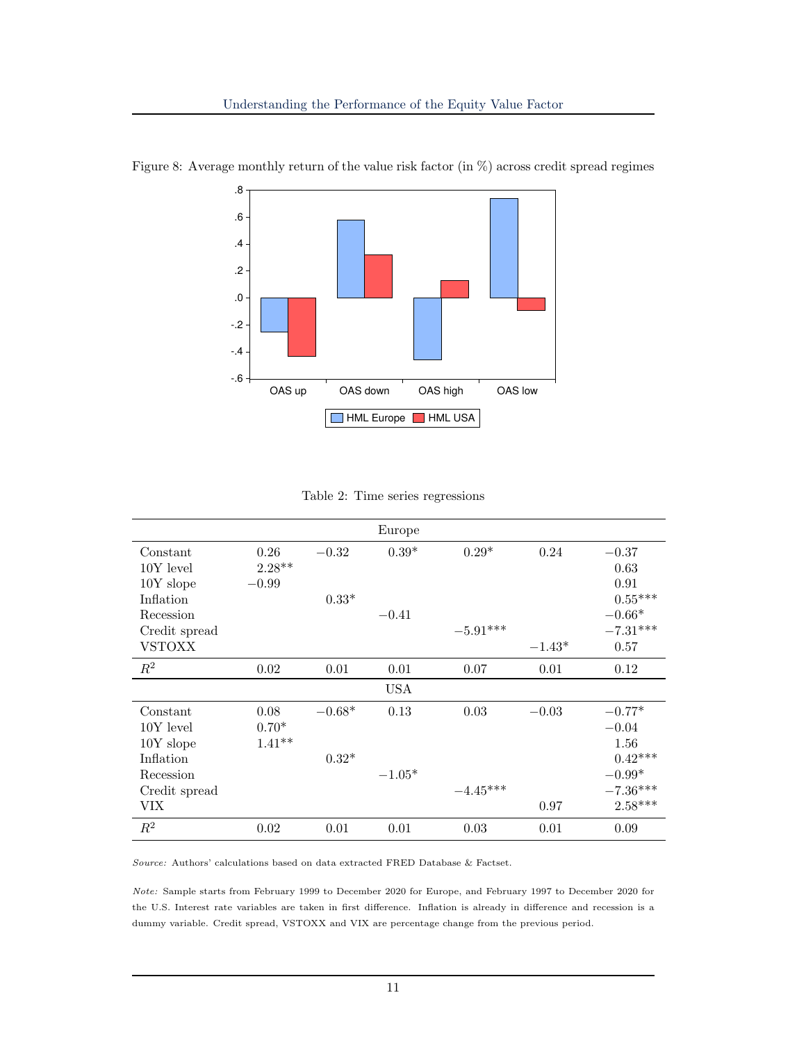Figure 8: Average monthly return of the value risk factor (in %) across credit spread regimes

Table 2: Time series regressions

| | | | Europe | | | |
|---|---|---|---|---|---|---|
| Constant | 0.26 | −0.32 | 0.39* | 0.29* | 0.24 | −0.37 |
| 10Y level | 2.28** | | | | | 0.63 |
| 10Y slope | −0.99 | | | | | 0.91 |
| Inflation | | 0.33* | | | | 0.55*** |
| Recession | | | −0.41 | | | −0.66* |
| Credit spread | | | | −5.91*** | | −7.31*** |
| VSTOXX | | | | | −1.43* | 0.57 |
| $R^2$ | 0.02 | 0.01 | 0.01 | 0.07 | 0.01 | 0.12 |
| | | | **USA** | | | |
| Constant | 0.08 | −0.68* | 0.13 | 0.03 | −0.03 | −0.77* |
| 10Y level | 0.70* | | | | | −0.04 |
| 10Y slope | 1.41** | | | | | 1.56 |
| Inflation | | 0.32* | | | | 0.42*** |
| Recession | | | −1.05* | | | −0.99* |
| Credit spread | | | | −4.45*** | | −7.36*** |
| VIX | | | | | 0.97 | 2.58*** |
| $R^2$ | 0.02 | 0.01 | 0.01 | 0.03 | 0.01 | 0.09 |

*Source:* Authors' calculations based on data extracted FRED Database & Factset.

*Note:* Sample starts from February 1999 to December 2020 for Europe, and February 1997 to December 2020 for the U.S. Interest rate variables are taken in first difference. Inflation is already in difference and recession is a dummy variable. Credit spread, VSTOXX and VIX are percentage change from the previous period.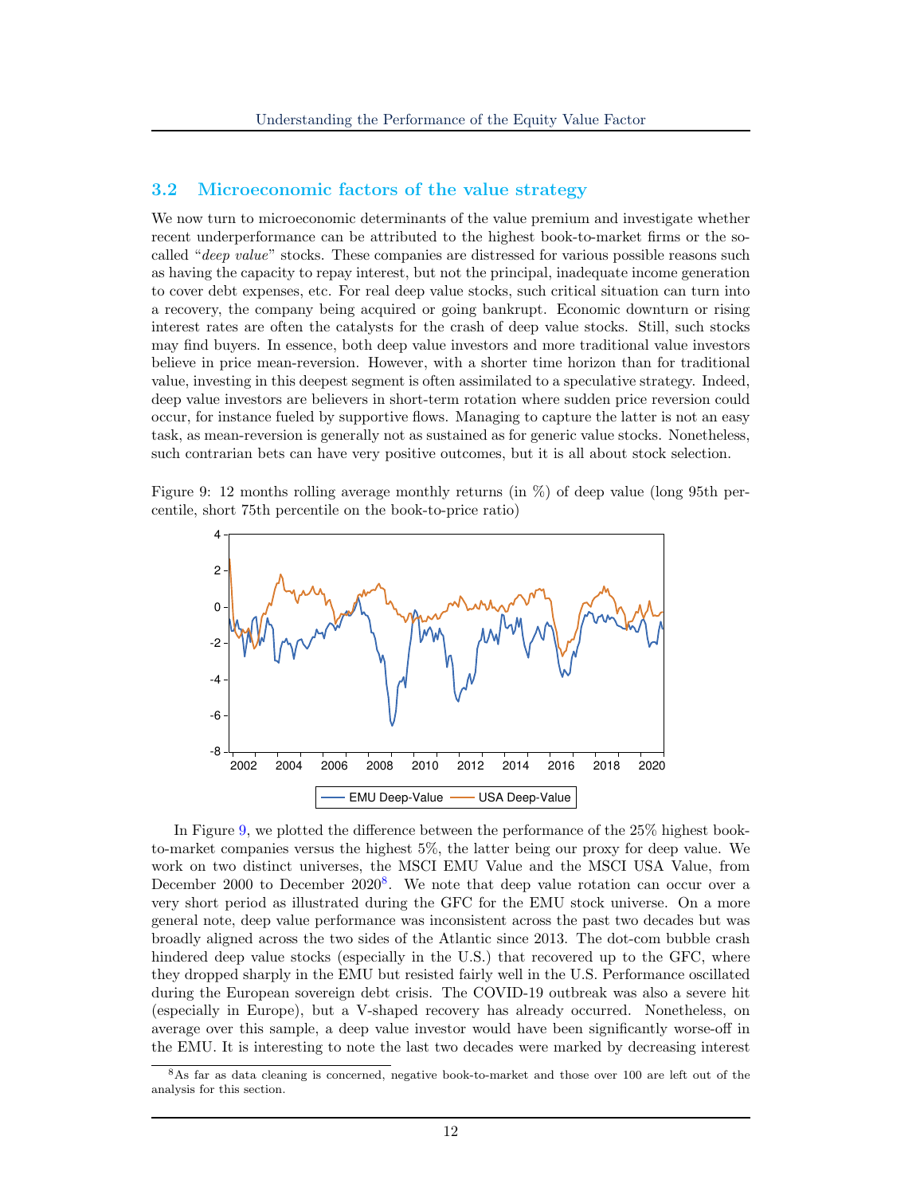## 3.2 Microeconomic factors of the value strategy

We now turn to microeconomic determinants of the value premium and investigate whether recent underperformance can be attributed to the highest book-to-market firms or the so-called "*deep value*" stocks. These companies are distressed for various possible reasons such as having the capacity to repay interest, but not the principal, inadequate income generation to cover debt expenses, etc. For real deep value stocks, such critical situation can turn into a recovery, the company being acquired or going bankrupt. Economic downturn or rising interest rates are often the catalysts for the crash of deep value stocks. Still, such stocks may find buyers. In essence, both deep value investors and more traditional value investors believe in price mean-reversion. However, with a shorter time horizon than for traditional value, investing in this deepest segment is often assimilated to a speculative strategy. Indeed, deep value investors are believers in short-term rotation where sudden price reversion could occur, for instance fueled by supportive flows. Managing to capture the latter is not an easy task, as mean-reversion is generally not as sustained as for generic value stocks. Nonetheless, such contrarian bets can have very positive outcomes, but it is all about stock selection.

Figure 9: 12 months rolling average monthly returns (in %) of deep value (long 95th percentile, short 75th percentile on the book-to-price ratio)

In Figure 9, we plotted the difference between the performance of the 25% highest book-to-market companies versus the highest 5%, the latter being our proxy for deep value. We work on two distinct universes, the MSCI EMU Value and the MSCI USA Value, from December 2000 to December 2020[8]. We note that deep value rotation can occur over a very short period as illustrated during the GFC for the EMU stock universe. On a more general note, deep value performance was inconsistent across the past two decades but was broadly aligned across the two sides of the Atlantic since 2013. The dot-com bubble crash hindered deep value stocks (especially in the U.S.) that recovered up to the GFC, where they dropped sharply in the EMU but resisted fairly well in the U.S. Performance oscillated during the European sovereign debt crisis. The COVID-19 outbreak was also a severe hit (especially in Europe), but a V-shaped recovery has already occurred. Nonetheless, on average over this sample, a deep value investor would have been significantly worse-off in the EMU. It is interesting to note the last two decades were marked by decreasing interest

[8] As far as data cleaning is concerned, negative book-to-market and those over 100 are left out of the analysis for this section.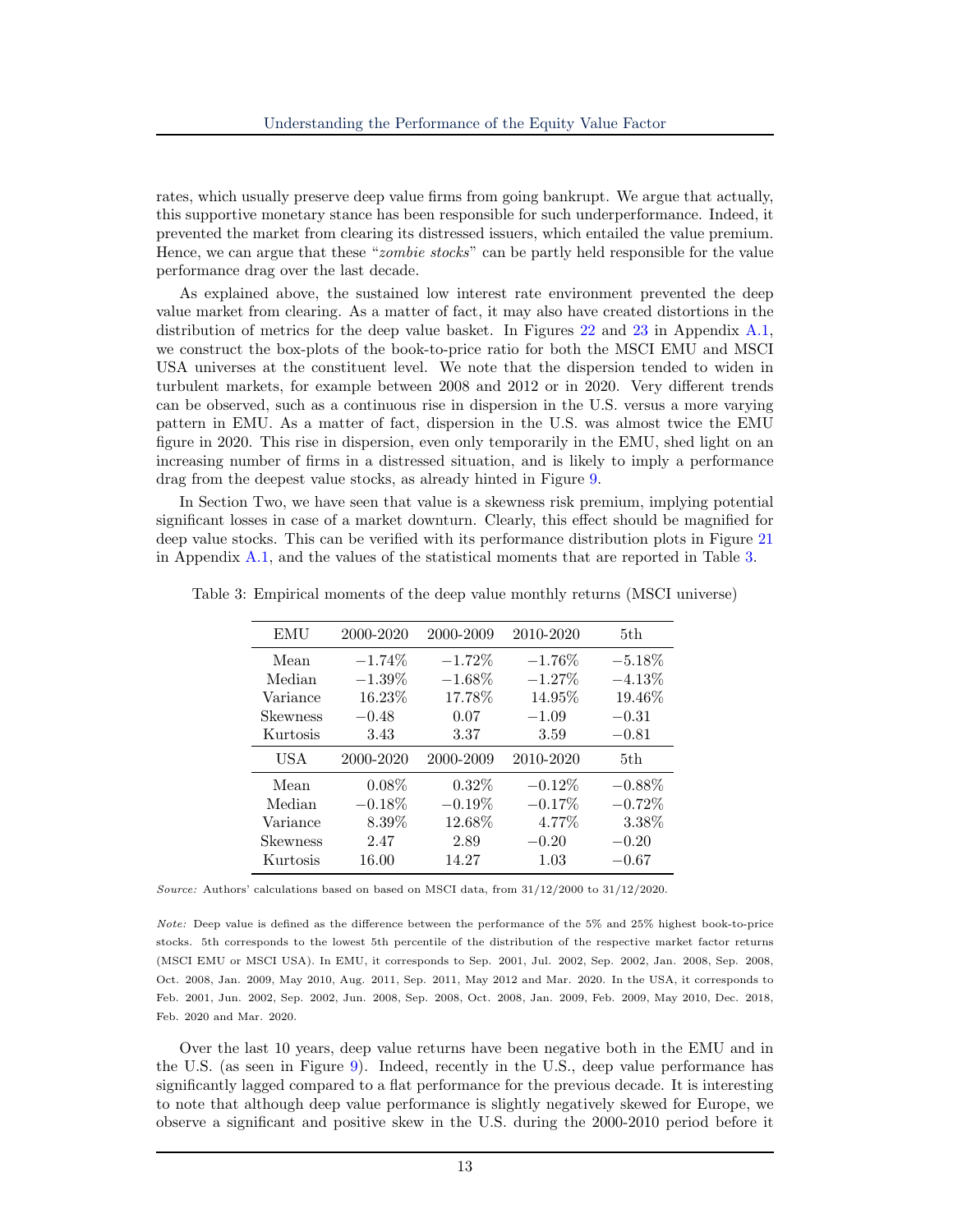rates, which usually preserve deep value firms from going bankrupt. We argue that actually, this supportive monetary stance has been responsible for such underperformance. Indeed, it prevented the market from clearing its distressed issuers, which entailed the value premium. Hence, we can argue that these "*zombie stocks*" can be partly held responsible for the value performance drag over the last decade.

As explained above, the sustained low interest rate environment prevented the deep value market from clearing. As a matter of fact, it may also have created distortions in the distribution of metrics for the deep value basket. In Figures 22 and 23 in Appendix A.1, we construct the box-plots of the book-to-price ratio for both the MSCI EMU and MSCI USA universes at the constituent level. We note that the dispersion tended to widen in turbulent markets, for example between 2008 and 2012 or in 2020. Very different trends can be observed, such as a continuous rise in dispersion in the U.S. versus a more varying pattern in EMU. As a matter of fact, dispersion in the U.S. was almost twice the EMU figure in 2020. This rise in dispersion, even only temporarily in the EMU, shed light on an increasing number of firms in a distressed situation, and is likely to imply a performance drag from the deepest value stocks, as already hinted in Figure 9.

In Section Two, we have seen that value is a skewness risk premium, implying potential significant losses in case of a market downturn. Clearly, this effect should be magnified for deep value stocks. This can be verified with its performance distribution plots in Figure 21 in Appendix A.1, and the values of the statistical moments that are reported in Table 3.

Table 3: Empirical moments of the deep value monthly returns (MSCI universe)

| EMU | 2000-2020 | 2000-2009 | 2010-2020 | 5th |
|---|---|---|---|---|
| Mean | −1.74% | −1.72% | −1.76% | −5.18% |
| Median | −1.39% | −1.68% | −1.27% | −4.13% |
| Variance | 16.23% | 17.78% | 14.95% | 19.46% |
| Skewness | −0.48 | 0.07 | −1.09 | −0.31 |
| Kurtosis | 3.43 | 3.37 | 3.59 | −0.81 |
| **USA** | **2000-2020** | **2000-2009** | **2010-2020** | **5th** |
| Mean | 0.08% | 0.32% | −0.12% | −0.88% |
| Median | −0.18% | −0.19% | −0.17% | −0.72% |
| Variance | 8.39% | 12.68% | 4.77% | 3.38% |
| Skewness | 2.47 | 2.89 | −0.20 | −0.20 |
| Kurtosis | 16.00 | 14.27 | 1.03 | −0.67 |

*Source:* Authors' calculations based on based on MSCI data, from 31/12/2000 to 31/12/2020.

*Note:* Deep value is defined as the difference between the performance of the 5% and 25% highest book-to-price stocks. 5th corresponds to the lowest 5th percentile of the distribution of the respective market factor returns (MSCI EMU or MSCI USA). In EMU, it corresponds to Sep. 2001, Jul. 2002, Sep. 2002, Jan. 2008, Sep. 2008, Oct. 2008, Jan. 2009, May 2010, Aug. 2011, Sep. 2011, May 2012 and Mar. 2020. In the USA, it corresponds to Feb. 2001, Jun. 2002, Sep. 2002, Jun. 2008, Sep. 2008, Oct. 2008, Jan. 2009, Feb. 2009, May 2010, Dec. 2018, Feb. 2020 and Mar. 2020.

Over the last 10 years, deep value returns have been negative both in the EMU and in the U.S. (as seen in Figure 9). Indeed, recently in the U.S., deep value performance has significantly lagged compared to a flat performance for the previous decade. It is interesting to note that although deep value performance is slightly negatively skewed for Europe, we observe a significant and positive skew in the U.S. during the 2000-2010 period before it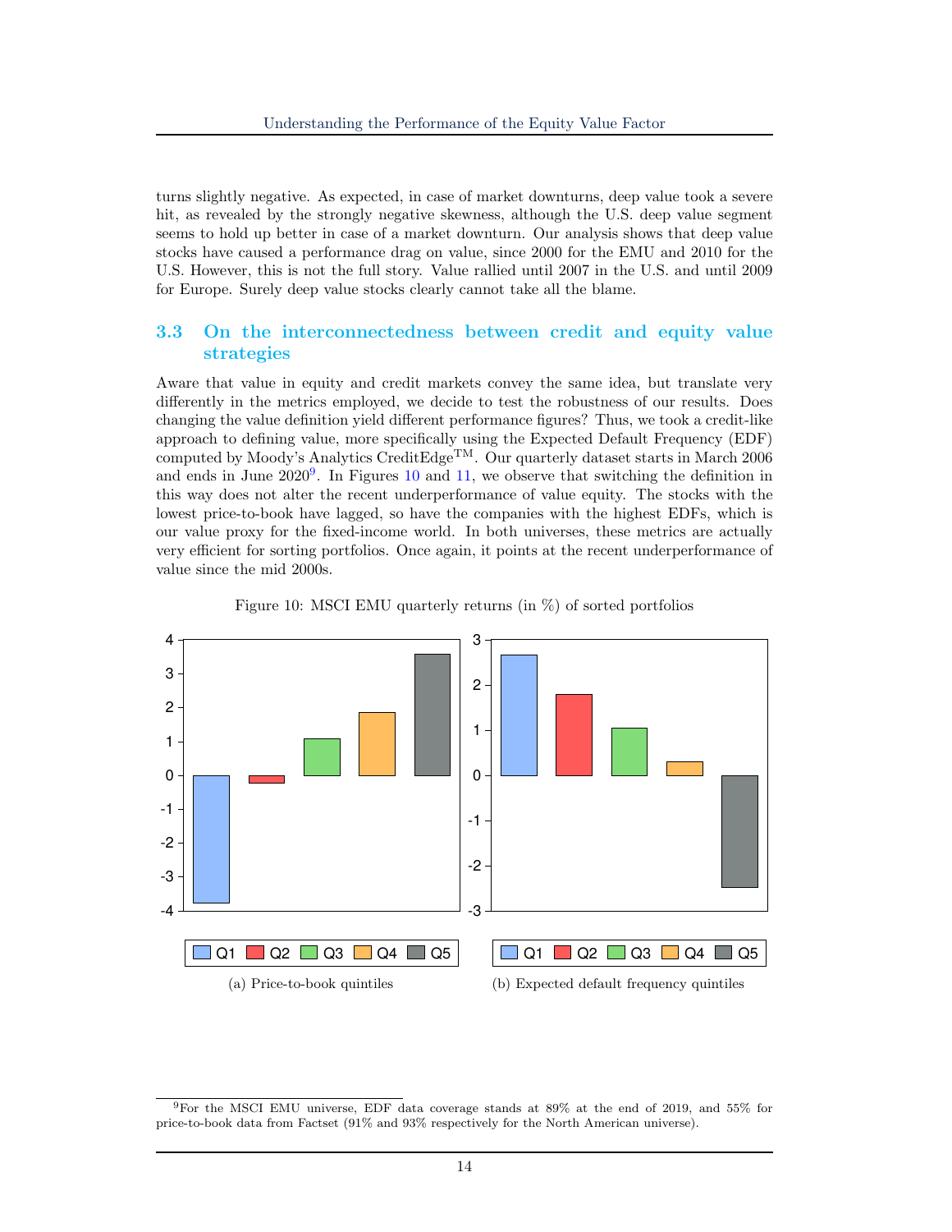turns slightly negative. As expected, in case of market downturns, deep value took a severe hit, as revealed by the strongly negative skewness, although the U.S. deep value segment seems to hold up better in case of a market downturn. Our analysis shows that deep value stocks have caused a performance drag on value, since 2000 for the EMU and 2010 for the U.S. However, this is not the full story. Value rallied until 2007 in the U.S. and until 2009 for Europe. Surely deep value stocks clearly cannot take all the blame.

## 3.3 On the interconnectedness between credit and equity value strategies

Aware that value in equity and credit markets convey the same idea, but translate very differently in the metrics employed, we decide to test the robustness of our results. Does changing the value definition yield different performance figures? Thus, we took a credit-like approach to defining value, more specifically using the Expected Default Frequency (EDF) computed by Moody's Analytics CreditEdge™. Our quarterly dataset starts in March 2006 and ends in June 2020[9]. In Figures 10 and 11, we observe that switching the definition in this way does not alter the recent underperformance of value equity. The stocks with the lowest price-to-book have lagged, so have the companies with the highest EDFs, which is our value proxy for the fixed-income world. In both universes, these metrics are actually very efficient for sorting portfolios. Once again, it points at the recent underperformance of value since the mid 2000s.

Figure 10: MSCI EMU quarterly returns (in %) of sorted portfolios

(a) Price-to-book quintiles

(b) Expected default frequency quintiles

[9] For the MSCI EMU universe, EDF data coverage stands at 89% at the end of 2019, and 55% for price-to-book data from Factset (91% and 93% respectively for the North American universe).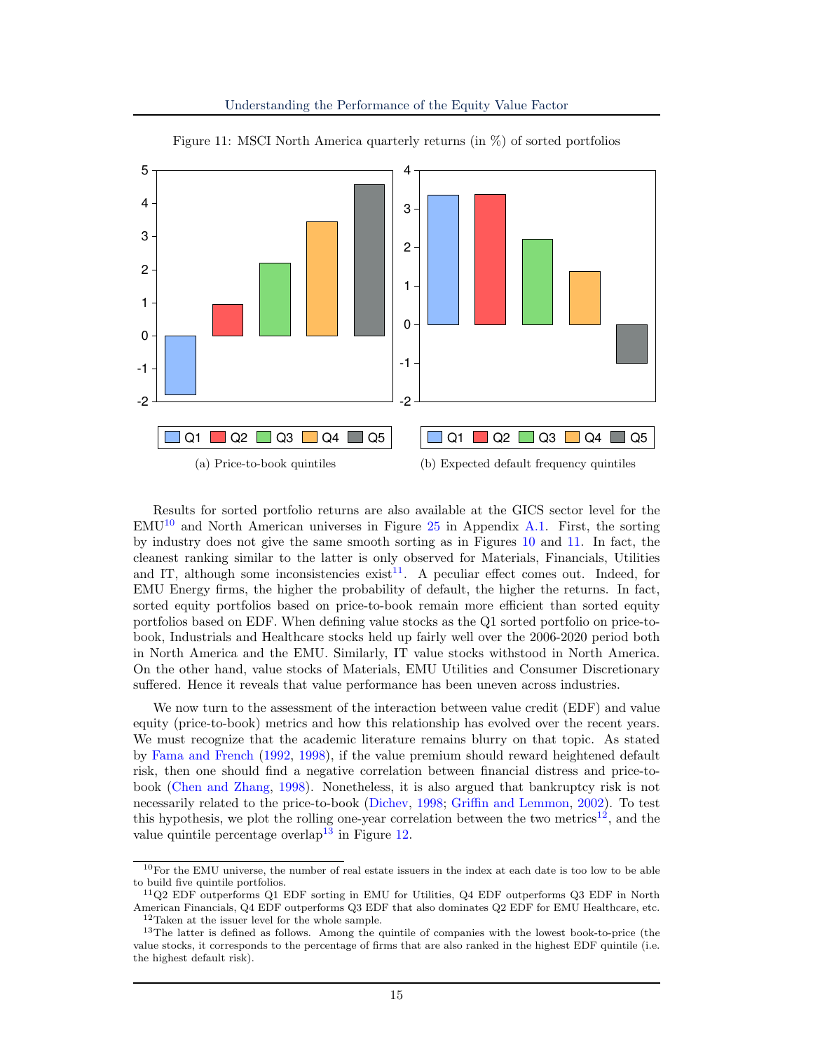Figure 11: MSCI North America quarterly returns (in %) of sorted portfolios

(a) Price-to-book quintiles

(b) Expected default frequency quintiles

Results for sorted portfolio returns are also available at the GICS sector level for the EMU[10] and North American universes in Figure 25 in Appendix A.1. First, the sorting by industry does not give the same smooth sorting as in Figures 10 and 11. In fact, the cleanest ranking similar to the latter is only observed for Materials, Financials, Utilities and IT, although some inconsistencies exist[11]. A peculiar effect comes out. Indeed, for EMU Energy firms, the higher the probability of default, the higher the returns. In fact, sorted equity portfolios based on price-to-book remain more efficient than sorted equity portfolios based on EDF. When defining value stocks as the Q1 sorted portfolio on price-to-book, Industrials and Healthcare stocks held up fairly well over the 2006-2020 period both in North America and the EMU. Similarly, IT value stocks withstood in North America. On the other hand, value stocks of Materials, EMU Utilities and Consumer Discretionary suffered. Hence it reveals that value performance has been uneven across industries.

We now turn to the assessment of the interaction between value credit (EDF) and value equity (price-to-book) metrics and how this relationship has evolved over the recent years. We must recognize that the academic literature remains blurry on that topic. As stated by Fama and French (1992, 1998), if the value premium should reward heightened default risk, then one should find a negative correlation between financial distress and price-to-book (Chen and Zhang, 1998). Nonetheless, it is also argued that bankruptcy risk is not necessarily related to the price-to-book (Dichev, 1998; Griffin and Lemmon, 2002). To test this hypothesis, we plot the rolling one-year correlation between the two metrics[12], and the value quintile percentage overlap[13] in Figure 12.

[10] For the EMU universe, the number of real estate issuers in the index at each date is too low to be able to build five quintile portfolios.

[11] Q2 EDF outperforms Q1 EDF sorting in EMU for Utilities, Q4 EDF outperforms Q3 EDF in North American Financials, Q4 EDF outperforms Q3 EDF that also dominates Q2 EDF for EMU Healthcare, etc.

[12] Taken at the issuer level for the whole sample.

[13] The latter is defined as follows. Among the quintile of companies with the lowest book-to-price (the value stocks, it corresponds to the percentage of firms that are also ranked in the highest EDF quintile (i.e. the highest default risk).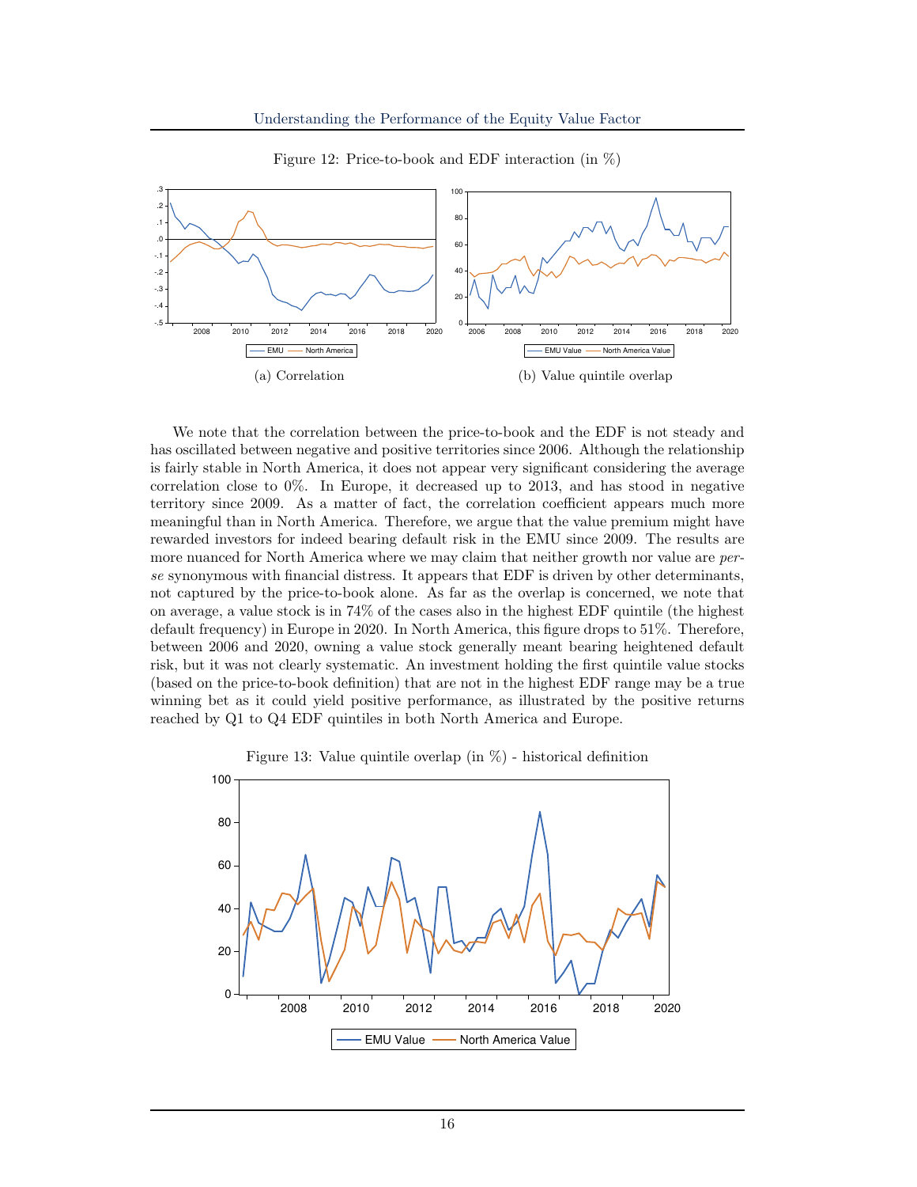Figure 12: Price-to-book and EDF interaction (in %)

(a) Correlation

(b) Value quintile overlap

We note that the correlation between the price-to-book and the EDF is not steady and has oscillated between negative and positive territories since 2006. Although the relationship is fairly stable in North America, it does not appear very significant considering the average correlation close to 0%. In Europe, it decreased up to 2013, and has stood in negative territory since 2009. As a matter of fact, the correlation coefficient appears much more meaningful than in North America. Therefore, we argue that the value premium might have rewarded investors for indeed bearing default risk in the EMU since 2009. The results are more nuanced for North America where we may claim that neither growth nor value are *per-se* synonymous with financial distress. It appears that EDF is driven by other determinants, not captured by the price-to-book alone. As far as the overlap is concerned, we note that on average, a value stock is in 74% of the cases also in the highest EDF quintile (the highest default frequency) in Europe in 2020. In North America, this figure drops to 51%. Therefore, between 2006 and 2020, owning a value stock generally meant bearing heightened default risk, but it was not clearly systematic. An investment holding the first quintile value stocks (based on the price-to-book definition) that are not in the highest EDF range may be a true winning bet as it could yield positive performance, as illustrated by the positive returns reached by Q1 to Q4 EDF quintiles in both North America and Europe.

Figure 13: Value quintile overlap (in %) - historical definition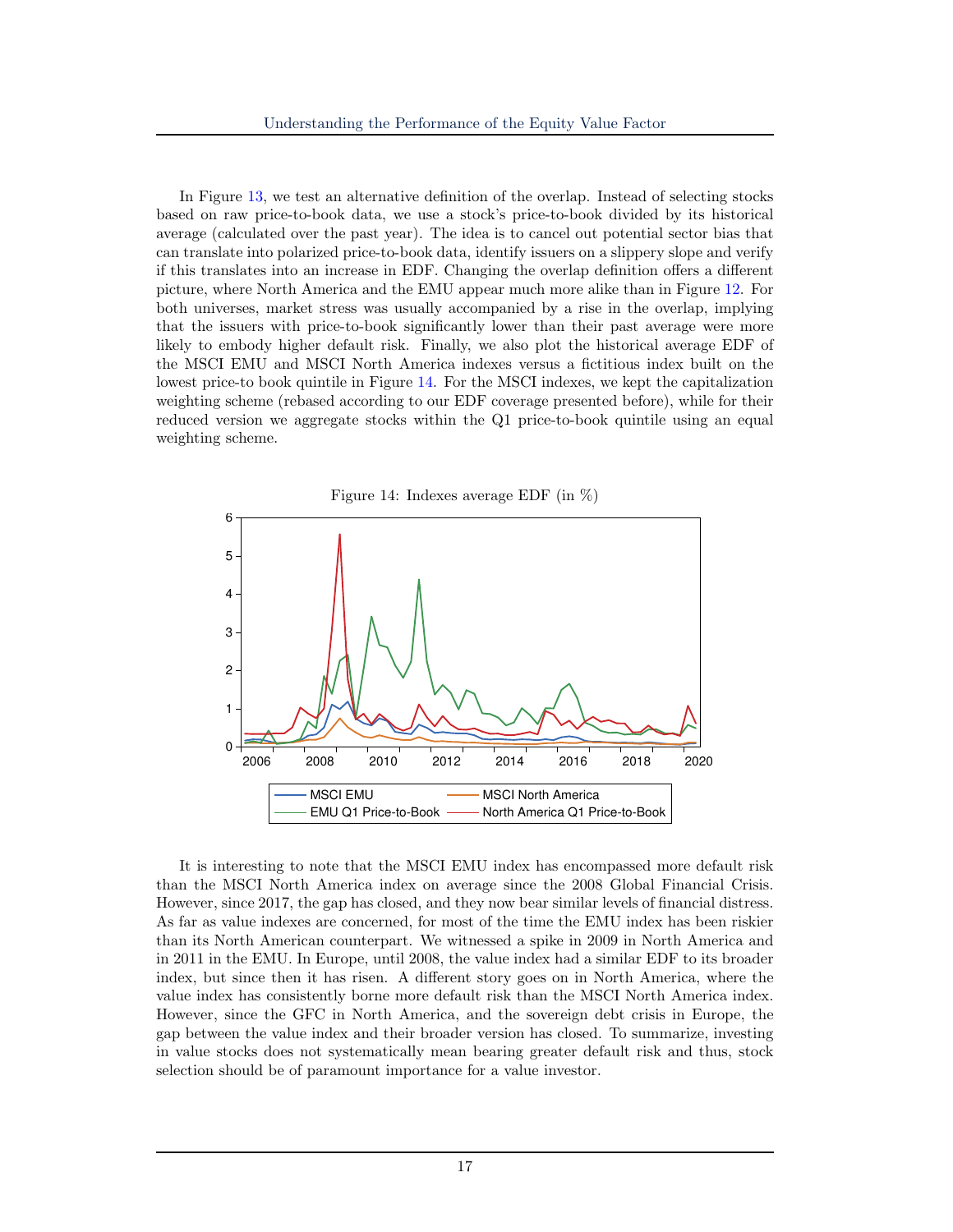In Figure 13, we test an alternative definition of the overlap. Instead of selecting stocks based on raw price-to-book data, we use a stock's price-to-book divided by its historical average (calculated over the past year). The idea is to cancel out potential sector bias that can translate into polarized price-to-book data, identify issuers on a slippery slope and verify if this translates into an increase in EDF. Changing the overlap definition offers a different picture, where North America and the EMU appear much more alike than in Figure 12. For both universes, market stress was usually accompanied by a rise in the overlap, implying that the issuers with price-to-book significantly lower than their past average were more likely to embody higher default risk. Finally, we also plot the historical average EDF of the MSCI EMU and MSCI North America indexes versus a fictitious index built on the lowest price-to book quintile in Figure 14. For the MSCI indexes, we kept the capitalization weighting scheme (rebased according to our EDF coverage presented before), while for their reduced version we aggregate stocks within the Q1 price-to-book quintile using an equal weighting scheme.

Figure 14: Indexes average EDF (in %)

It is interesting to note that the MSCI EMU index has encompassed more default risk than the MSCI North America index on average since the 2008 Global Financial Crisis. However, since 2017, the gap has closed, and they now bear similar levels of financial distress. As far as value indexes are concerned, for most of the time the EMU index has been riskier than its North American counterpart. We witnessed a spike in 2009 in North America and in 2011 in the EMU. In Europe, until 2008, the value index had a similar EDF to its broader index, but since then it has risen. A different story goes on in North America, where the value index has consistently borne more default risk than the MSCI North America index. However, since the GFC in North America, and the sovereign debt crisis in Europe, the gap between the value index and their broader version has closed. To summarize, investing in value stocks does not systematically mean bearing greater default risk and thus, stock selection should be of paramount importance for a value investor.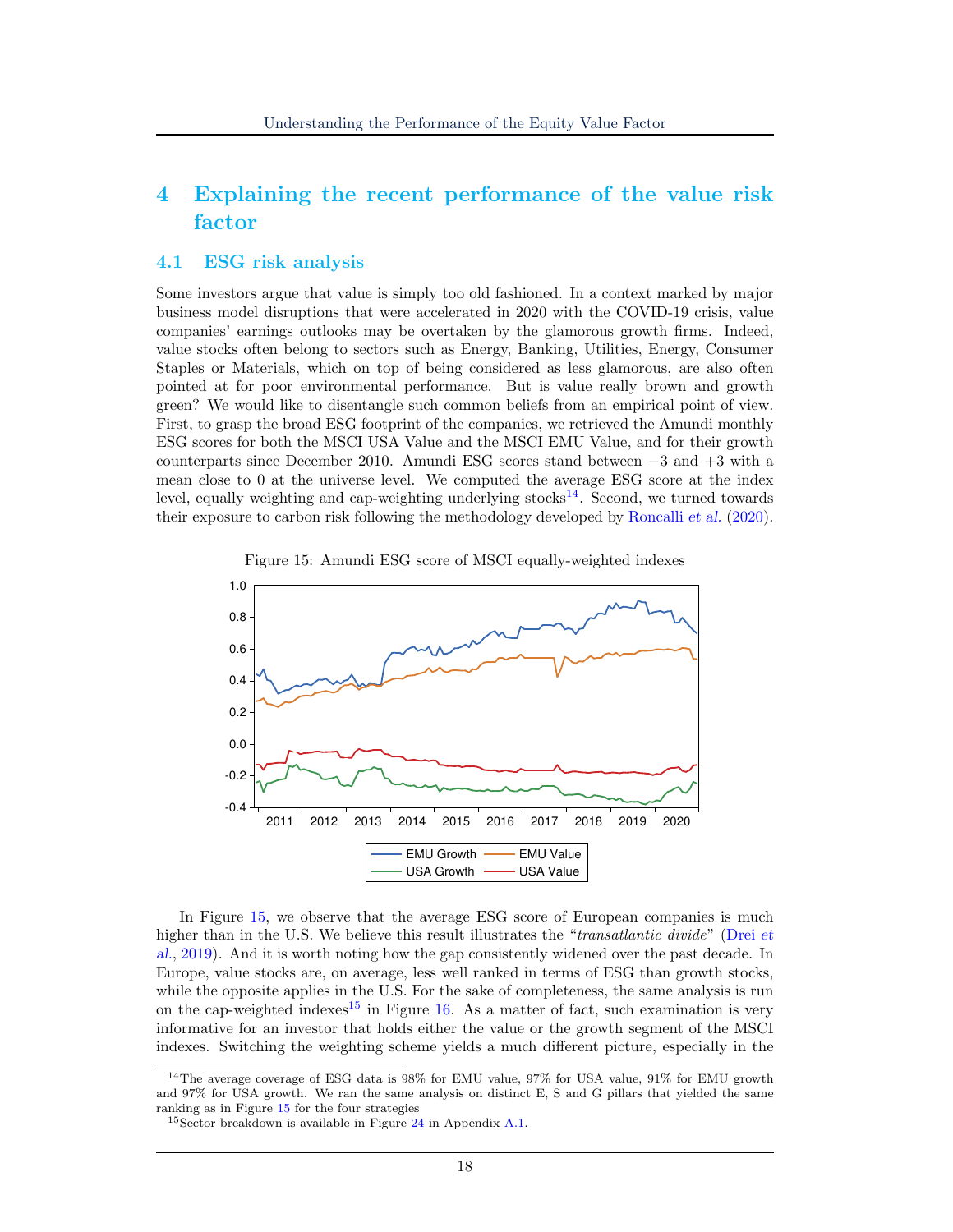# 4 Explaining the recent performance of the value risk factor

## 4.1 ESG risk analysis

Some investors argue that value is simply too old fashioned. In a context marked by major business model disruptions that were accelerated in 2020 with the COVID-19 crisis, value companies' earnings outlooks may be overtaken by the glamorous growth firms. Indeed, value stocks often belong to sectors such as Energy, Banking, Utilities, Energy, Consumer Staples or Materials, which on top of being considered as less glamorous, are also often pointed at for poor environmental performance. But is value really brown and growth green? We would like to disentangle such common beliefs from an empirical point of view. First, to grasp the broad ESG footprint of the companies, we retrieved the Amundi monthly ESG scores for both the MSCI USA Value and the MSCI EMU Value, and for their growth counterparts since December 2010. Amundi ESG scores stand between −3 and +3 with a mean close to 0 at the universe level. We computed the average ESG score at the index level, equally weighting and cap-weighting underlying stocks[14]. Second, we turned towards their exposure to carbon risk following the methodology developed by Roncalli *et al.* (2020).

Figure 15: Amundi ESG score of MSCI equally-weighted indexes

In Figure 15, we observe that the average ESG score of European companies is much higher than in the U.S. We believe this result illustrates the "*transatlantic divide*" (Drei *et al.*, 2019). And it is worth noting how the gap consistently widened over the past decade. In Europe, value stocks are, on average, less well ranked in terms of ESG than growth stocks, while the opposite applies in the U.S. For the sake of completeness, the same analysis is run on the cap-weighted indexes[15] in Figure 16. As a matter of fact, such examination is very informative for an investor that holds either the value or the growth segment of the MSCI indexes. Switching the weighting scheme yields a much different picture, especially in the

[14] The average coverage of ESG data is 98% for EMU value, 97% for USA value, 91% for EMU growth and 97% for USA growth. We ran the same analysis on distinct E, S and G pillars that yielded the same ranking as in Figure 15 for the four strategies

[15] Sector breakdown is available in Figure 24 in Appendix A.1.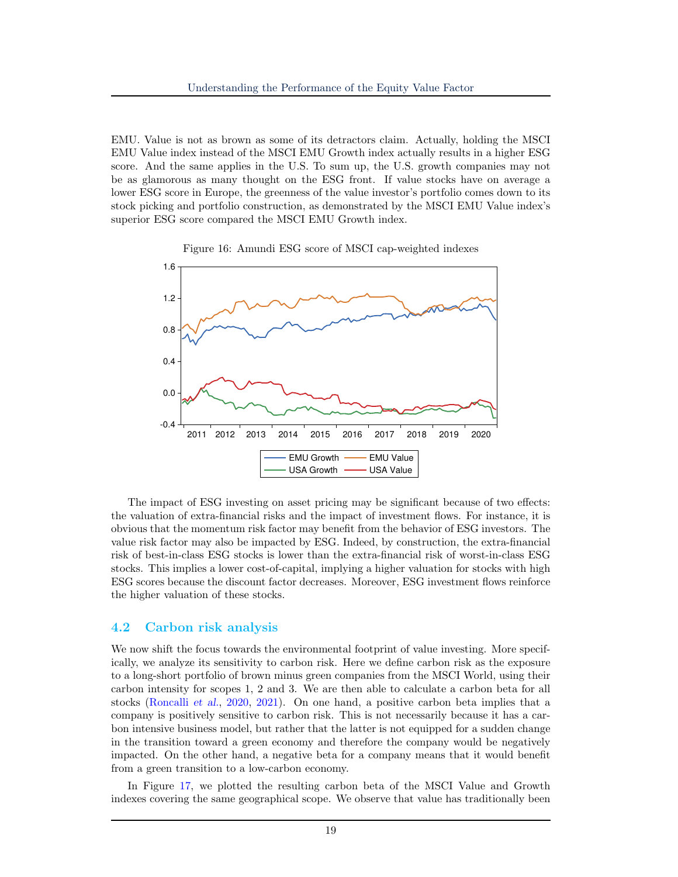EMU. Value is not as brown as some of its detractors claim. Actually, holding the MSCI EMU Value index instead of the MSCI EMU Growth index actually results in a higher ESG score. And the same applies in the U.S. To sum up, the U.S. growth companies may not be as glamorous as many thought on the ESG front. If value stocks have on average a lower ESG score in Europe, the greenness of the value investor's portfolio comes down to its stock picking and portfolio construction, as demonstrated by the MSCI EMU Value index's superior ESG score compared the MSCI EMU Growth index.

Figure 16: Amundi ESG score of MSCI cap-weighted indexes

The impact of ESG investing on asset pricing may be significant because of two effects: the valuation of extra-financial risks and the impact of investment flows. For instance, it is obvious that the momentum risk factor may benefit from the behavior of ESG investors. The value risk factor may also be impacted by ESG. Indeed, by construction, the extra-financial risk of best-in-class ESG stocks is lower than the extra-financial risk of worst-in-class ESG stocks. This implies a lower cost-of-capital, implying a higher valuation for stocks with high ESG scores because the discount factor decreases. Moreover, ESG investment flows reinforce the higher valuation of these stocks.

## 4.2 Carbon risk analysis

We now shift the focus towards the environmental footprint of value investing. More specifically, we analyze its sensitivity to carbon risk. Here we define carbon risk as the exposure to a long-short portfolio of brown minus green companies from the MSCI World, using their carbon intensity for scopes 1, 2 and 3. We are then able to calculate a carbon beta for all stocks (Roncalli *et al.*, 2020, 2021). On one hand, a positive carbon beta implies that a company is positively sensitive to carbon risk. This is not necessarily because it has a carbon intensive business model, but rather that the latter is not equipped for a sudden change in the transition toward a green economy and therefore the company would be negatively impacted. On the other hand, a negative beta for a company means that it would benefit from a green transition to a low-carbon economy.

In Figure 17, we plotted the resulting carbon beta of the MSCI Value and Growth indexes covering the same geographical scope. We observe that value has traditionally been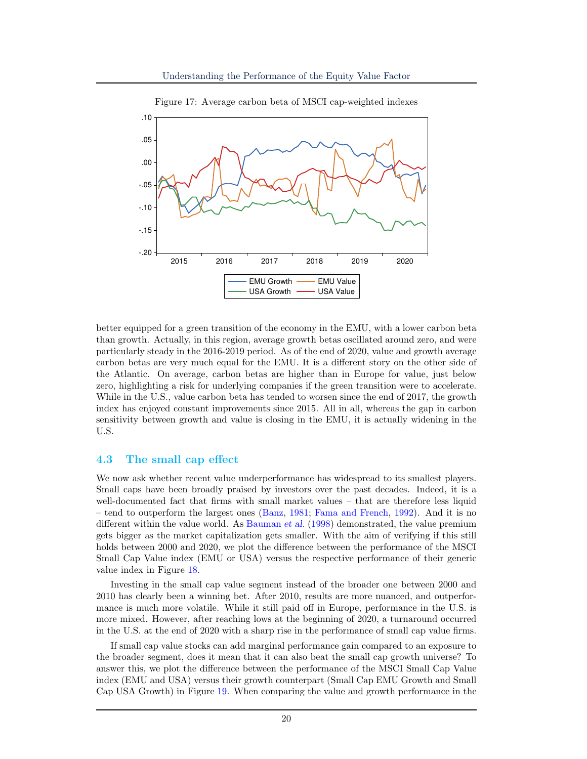Figure 17: Average carbon beta of MSCI cap-weighted indexes

better equipped for a green transition of the economy in the EMU, with a lower carbon beta than growth. Actually, in this region, average growth betas oscillated around zero, and were particularly steady in the 2016-2019 period. As of the end of 2020, value and growth average carbon betas are very much equal for the EMU. It is a different story on the other side of the Atlantic. On average, carbon betas are higher than in Europe for value, just below zero, highlighting a risk for underlying companies if the green transition were to accelerate. While in the U.S., value carbon beta has tended to worsen since the end of 2017, the growth index has enjoyed constant improvements since 2015. All in all, whereas the gap in carbon sensitivity between growth and value is closing in the EMU, it is actually widening in the U.S.

## 4.3 The small cap effect

We now ask whether recent value underperformance has widespread to its smallest players. Small caps have been broadly praised by investors over the past decades. Indeed, it is a well-documented fact that firms with small market values – that are therefore less liquid – tend to outperform the largest ones (Banz, 1981; Fama and French, 1992). And it is no different within the value world. As Bauman *et al.* (1998) demonstrated, the value premium gets bigger as the market capitalization gets smaller. With the aim of verifying if this still holds between 2000 and 2020, we plot the difference between the performance of the MSCI Small Cap Value index (EMU or USA) versus the respective performance of their generic value index in Figure 18.

Investing in the small cap value segment instead of the broader one between 2000 and 2010 has clearly been a winning bet. After 2010, results are more nuanced, and outperformance is much more volatile. While it still paid off in Europe, performance in the U.S. is more mixed. However, after reaching lows at the beginning of 2020, a turnaround occurred in the U.S. at the end of 2020 with a sharp rise in the performance of small cap value firms.

If small cap value stocks can add marginal performance gain compared to an exposure to the broader segment, does it mean that it can also beat the small cap growth universe? To answer this, we plot the difference between the performance of the MSCI Small Cap Value index (EMU and USA) versus their growth counterpart (Small Cap EMU Growth and Small Cap USA Growth) in Figure 19. When comparing the value and growth performance in the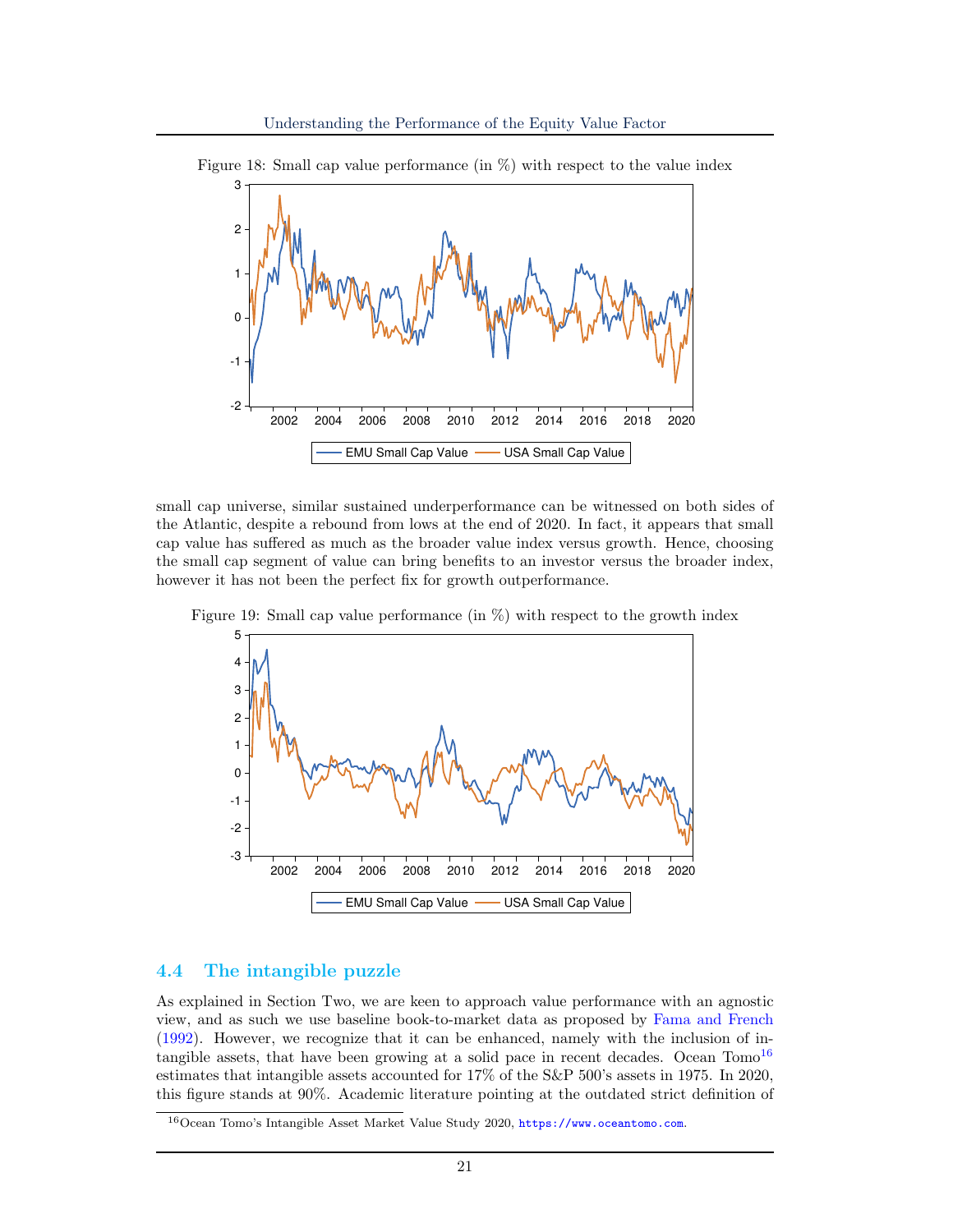Figure 18: Small cap value performance (in %) with respect to the value index

small cap universe, similar sustained underperformance can be witnessed on both sides of the Atlantic, despite a rebound from lows at the end of 2020. In fact, it appears that small cap value has suffered as much as the broader value index versus growth. Hence, choosing the small cap segment of value can bring benefits to an investor versus the broader index, however it has not been the perfect fix for growth outperformance.

Figure 19: Small cap value performance (in %) with respect to the growth index

## 4.4 The intangible puzzle

As explained in Section Two, we are keen to approach value performance with an agnostic view, and as such we use baseline book-to-market data as proposed by Fama and French (1992). However, we recognize that it can be enhanced, namely with the inclusion of intangible assets, that have been growing at a solid pace in recent decades. Ocean Tomo[16] estimates that intangible assets accounted for 17% of the S&P 500's assets in 1975. In 2020, this figure stands at 90%. Academic literature pointing at the outdated strict definition of

[16] Ocean Tomo's Intangible Asset Market Value Study 2020, https://www.oceantomo.com.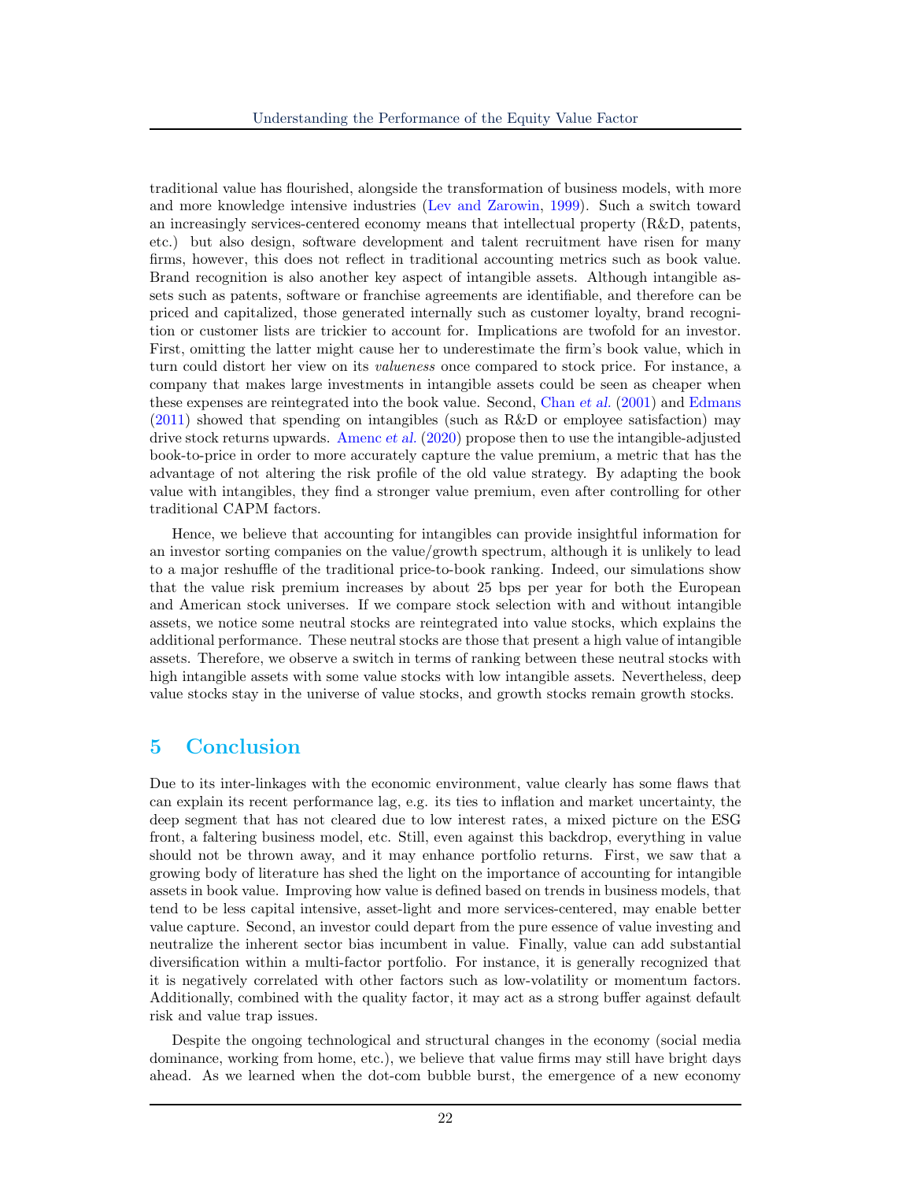traditional value has flourished, alongside the transformation of business models, with more and more knowledge intensive industries (Lev and Zarowin, 1999). Such a switch toward an increasingly services-centered economy means that intellectual property (R&D, patents, etc.) but also design, software development and talent recruitment have risen for many firms, however, this does not reflect in traditional accounting metrics such as book value. Brand recognition is also another key aspect of intangible assets. Although intangible assets such as patents, software or franchise agreements are identifiable, and therefore can be priced and capitalized, those generated internally such as customer loyalty, brand recognition or customer lists are trickier to account for. Implications are twofold for an investor. First, omitting the latter might cause her to underestimate the firm's book value, which in turn could distort her view on its *valueness* once compared to stock price. For instance, a company that makes large investments in intangible assets could be seen as cheaper when these expenses are reintegrated into the book value. Second, Chan *et al.* (2001) and Edmans (2011) showed that spending on intangibles (such as R&D or employee satisfaction) may drive stock returns upwards. Amenc *et al.* (2020) propose then to use the intangible-adjusted book-to-price in order to more accurately capture the value premium, a metric that has the advantage of not altering the risk profile of the old value strategy. By adapting the book value with intangibles, they find a stronger value premium, even after controlling for other traditional CAPM factors.

Hence, we believe that accounting for intangibles can provide insightful information for an investor sorting companies on the value/growth spectrum, although it is unlikely to lead to a major reshuffle of the traditional price-to-book ranking. Indeed, our simulations show that the value risk premium increases by about 25 bps per year for both the European and American stock universes. If we compare stock selection with and without intangible assets, we notice some neutral stocks are reintegrated into value stocks, which explains the additional performance. These neutral stocks are those that present a high value of intangible assets. Therefore, we observe a switch in terms of ranking between these neutral stocks with high intangible assets with some value stocks with low intangible assets. Nevertheless, deep value stocks stay in the universe of value stocks, and growth stocks remain growth stocks.

# 5 Conclusion

Due to its inter-linkages with the economic environment, value clearly has some flaws that can explain its recent performance lag, e.g. its ties to inflation and market uncertainty, the deep segment that has not cleared due to low interest rates, a mixed picture on the ESG front, a faltering business model, etc. Still, even against this backdrop, everything in value should not be thrown away, and it may enhance portfolio returns. First, we saw that a growing body of literature has shed the light on the importance of accounting for intangible assets in book value. Improving how value is defined based on trends in business models, that tend to be less capital intensive, asset-light and more services-centered, may enable better value capture. Second, an investor could depart from the pure essence of value investing and neutralize the inherent sector bias incumbent in value. Finally, value can add substantial diversification within a multi-factor portfolio. For instance, it is generally recognized that it is negatively correlated with other factors such as low-volatility or momentum factors. Additionally, combined with the quality factor, it may act as a strong buffer against default risk and value trap issues.

Despite the ongoing technological and structural changes in the economy (social media dominance, working from home, etc.), we believe that value firms may still have bright days ahead. As we learned when the dot-com bubble burst, the emergence of a new economy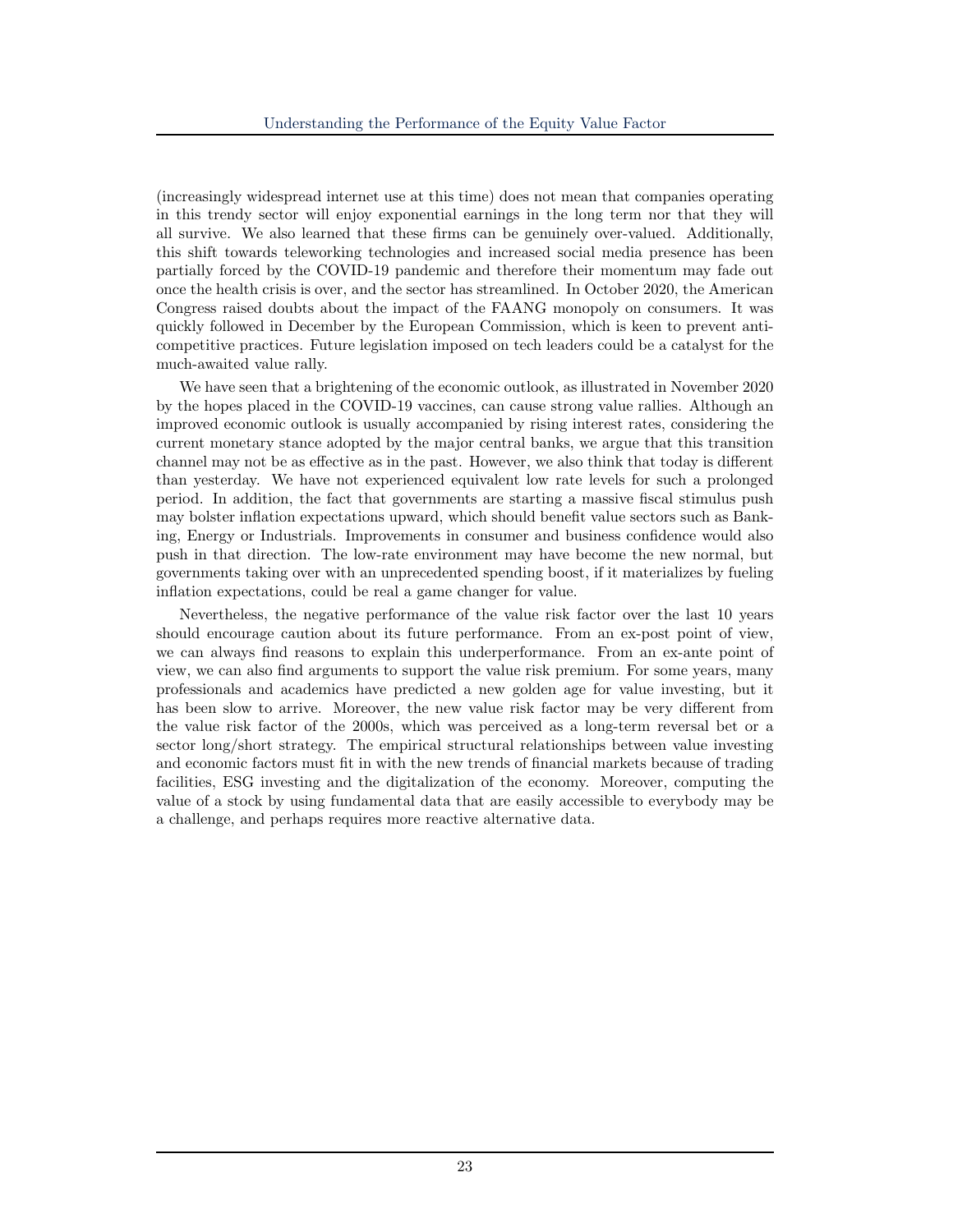(increasingly widespread internet use at this time) does not mean that companies operating in this trendy sector will enjoy exponential earnings in the long term nor that they will all survive. We also learned that these firms can be genuinely over-valued. Additionally, this shift towards teleworking technologies and increased social media presence has been partially forced by the COVID-19 pandemic and therefore their momentum may fade out once the health crisis is over, and the sector has streamlined. In October 2020, the American Congress raised doubts about the impact of the FAANG monopoly on consumers. It was quickly followed in December by the European Commission, which is keen to prevent anti-competitive practices. Future legislation imposed on tech leaders could be a catalyst for the much-awaited value rally.

We have seen that a brightening of the economic outlook, as illustrated in November 2020 by the hopes placed in the COVID-19 vaccines, can cause strong value rallies. Although an improved economic outlook is usually accompanied by rising interest rates, considering the current monetary stance adopted by the major central banks, we argue that this transition channel may not be as effective as in the past. However, we also think that today is different than yesterday. We have not experienced equivalent low rate levels for such a prolonged period. In addition, the fact that governments are starting a massive fiscal stimulus push may bolster inflation expectations upward, which should benefit value sectors such as Banking, Energy or Industrials. Improvements in consumer and business confidence would also push in that direction. The low-rate environment may have become the new normal, but governments taking over with an unprecedented spending boost, if it materializes by fueling inflation expectations, could be real a game changer for value.

Nevertheless, the negative performance of the value risk factor over the last 10 years should encourage caution about its future performance. From an ex-post point of view, we can always find reasons to explain this underperformance. From an ex-ante point of view, we can also find arguments to support the value risk premium. For some years, many professionals and academics have predicted a new golden age for value investing, but it has been slow to arrive. Moreover, the new value risk factor may be very different from the value risk factor of the 2000s, which was perceived as a long-term reversal bet or a sector long/short strategy. The empirical structural relationships between value investing and economic factors must fit in with the new trends of financial markets because of trading facilities, ESG investing and the digitalization of the economy. Moreover, computing the value of a stock by using fundamental data that are easily accessible to everybody may be a challenge, and perhaps requires more reactive alternative data.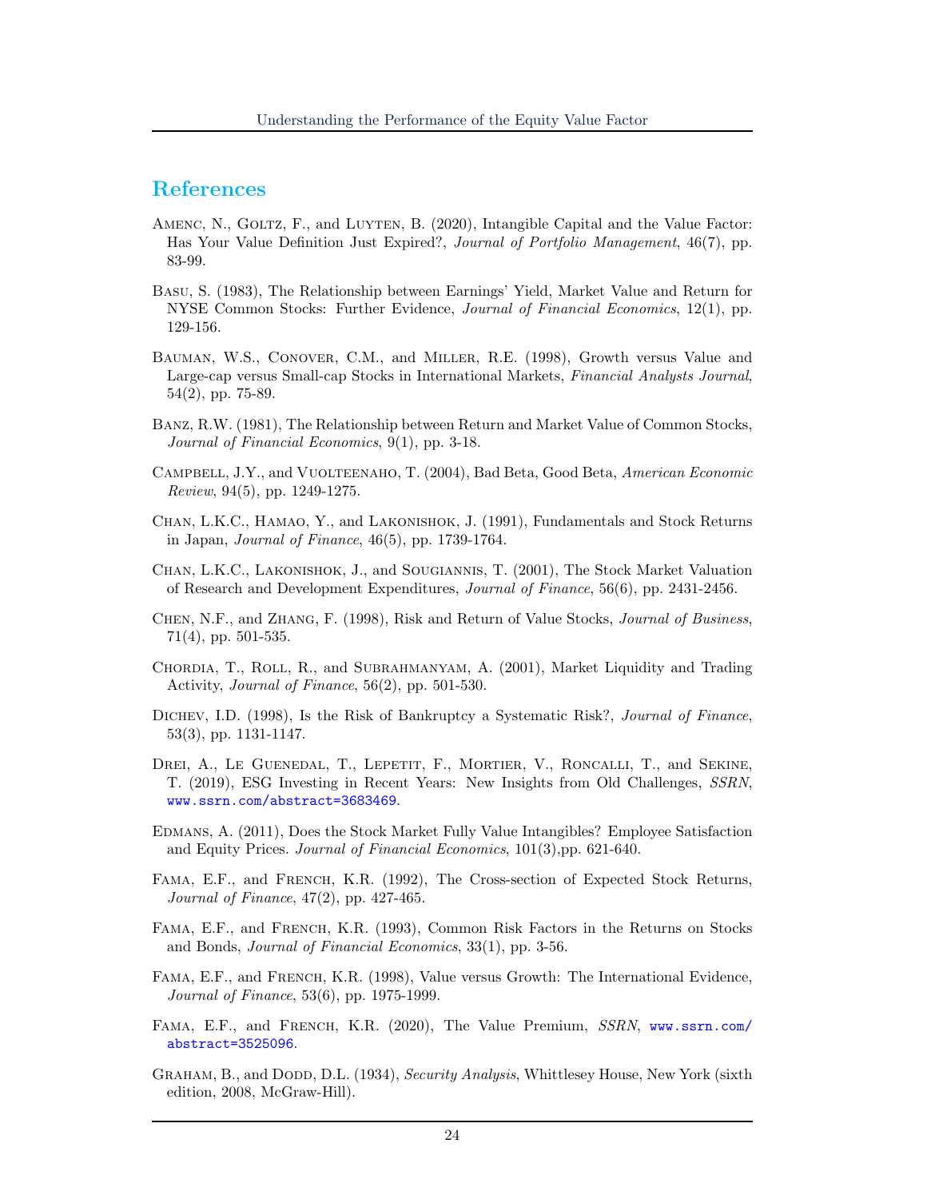## References

Amenc, N., Goltz, F., and Luyten, B. (2020), Intangible Capital and the Value Factor: Has Your Value Definition Just Expired?, *Journal of Portfolio Management*, 46(7), pp. 83-99.

Basu, S. (1983), The Relationship between Earnings' Yield, Market Value and Return for NYSE Common Stocks: Further Evidence, *Journal of Financial Economics*, 12(1), pp. 129-156.

Bauman, W.S., Conover, C.M., and Miller, R.E. (1998), Growth versus Value and Large-cap versus Small-cap Stocks in International Markets, *Financial Analysts Journal*, 54(2), pp. 75-89.

Banz, R.W. (1981), The Relationship between Return and Market Value of Common Stocks, *Journal of Financial Economics*, 9(1), pp. 3-18.

Campbell, J.Y., and Vuolteenaho, T. (2004), Bad Beta, Good Beta, *American Economic Review*, 94(5), pp. 1249-1275.

Chan, L.K.C., Hamao, Y., and Lakonishok, J. (1991), Fundamentals and Stock Returns in Japan, *Journal of Finance*, 46(5), pp. 1739-1764.

Chan, L.K.C., Lakonishok, J., and Sougiannis, T. (2001), The Stock Market Valuation of Research and Development Expenditures, *Journal of Finance*, 56(6), pp. 2431-2456.

Chen, N.F., and Zhang, F. (1998), Risk and Return of Value Stocks, *Journal of Business*, 71(4), pp. 501-535.

Chordia, T., Roll, R., and Subrahmanyam, A. (2001), Market Liquidity and Trading Activity, *Journal of Finance*, 56(2), pp. 501-530.

Dichev, I.D. (1998), Is the Risk of Bankruptcy a Systematic Risk?, *Journal of Finance*, 53(3), pp. 1131-1147.

Drei, A., Le Guenedal, T., Lepetit, F., Mortier, V., Roncalli, T., and Sekine, T. (2019), ESG Investing in Recent Years: New Insights from Old Challenges, *SSRN*, www.ssrn.com/abstract=3683469.

Edmans, A. (2011), Does the Stock Market Fully Value Intangibles? Employee Satisfaction and Equity Prices. *Journal of Financial Economics*, 101(3),pp. 621-640.

Fama, E.F., and French, K.R. (1992), The Cross-section of Expected Stock Returns, *Journal of Finance*, 47(2), pp. 427-465.

Fama, E.F., and French, K.R. (1993), Common Risk Factors in the Returns on Stocks and Bonds, *Journal of Financial Economics*, 33(1), pp. 3-56.

Fama, E.F., and French, K.R. (1998), Value versus Growth: The International Evidence, *Journal of Finance*, 53(6), pp. 1975-1999.

Fama, E.F., and French, K.R. (2020), The Value Premium, *SSRN*, www.ssrn.com/abstract=3525096.

Graham, B., and Dodd, D.L. (1934), *Security Analysis*, Whittlesey House, New York (sixth edition, 2008, McGraw-Hill).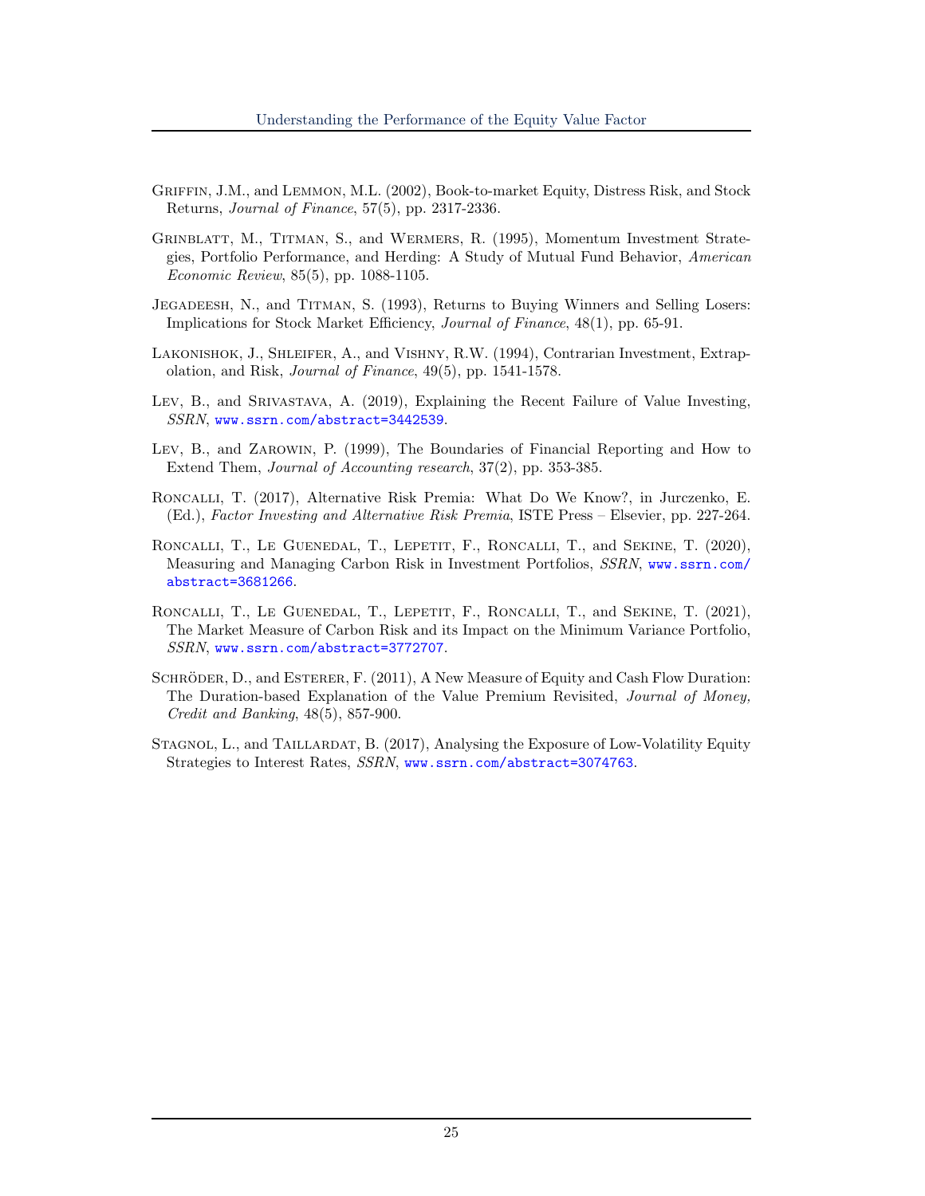Griffin, J.M., and Lemmon, M.L. (2002), Book-to-market Equity, Distress Risk, and Stock Returns, *Journal of Finance*, 57(5), pp. 2317-2336.

Grinblatt, M., Titman, S., and Wermers, R. (1995), Momentum Investment Strategies, Portfolio Performance, and Herding: A Study of Mutual Fund Behavior, *American Economic Review*, 85(5), pp. 1088-1105.

Jegadeesh, N., and Titman, S. (1993), Returns to Buying Winners and Selling Losers: Implications for Stock Market Efficiency, *Journal of Finance*, 48(1), pp. 65-91.

Lakonishok, J., Shleifer, A., and Vishny, R.W. (1994), Contrarian Investment, Extrapolation, and Risk, *Journal of Finance*, 49(5), pp. 1541-1578.

Lev, B., and Srivastava, A. (2019), Explaining the Recent Failure of Value Investing, *SSRN*, www.ssrn.com/abstract=3442539.

Lev, B., and Zarowin, P. (1999), The Boundaries of Financial Reporting and How to Extend Them, *Journal of Accounting research*, 37(2), pp. 353-385.

Roncalli, T. (2017), Alternative Risk Premia: What Do We Know?, in Jurczenko, E. (Ed.), *Factor Investing and Alternative Risk Premia*, ISTE Press – Elsevier, pp. 227-264.

Roncalli, T., Le Guenedal, T., Lepetit, F., Roncalli, T., and Sekine, T. (2020), Measuring and Managing Carbon Risk in Investment Portfolios, *SSRN*, www.ssrn.com/abstract=3681266.

Roncalli, T., Le Guenedal, T., Lepetit, F., Roncalli, T., and Sekine, T. (2021), The Market Measure of Carbon Risk and its Impact on the Minimum Variance Portfolio, *SSRN*, www.ssrn.com/abstract=3772707.

Schröder, D., and Esterer, F. (2011), A New Measure of Equity and Cash Flow Duration: The Duration-based Explanation of the Value Premium Revisited, *Journal of Money, Credit and Banking*, 48(5), 857-900.

Stagnol, L., and Taillardat, B. (2017), Analysing the Exposure of Low-Volatility Equity Strategies to Interest Rates, *SSRN*, www.ssrn.com/abstract=3074763.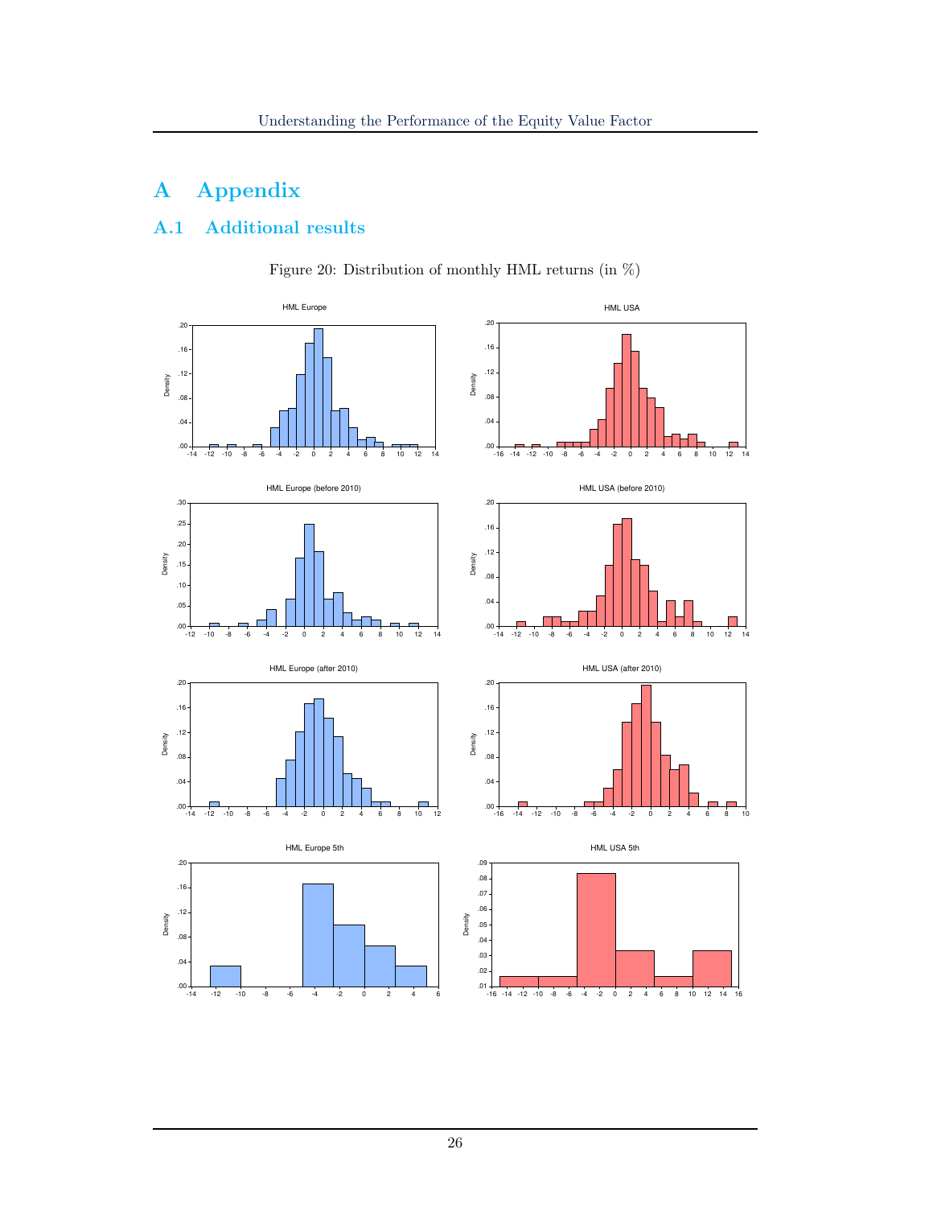# A Appendix

## A.1 Additional results

Figure 20: Distribution of monthly HML returns (in %)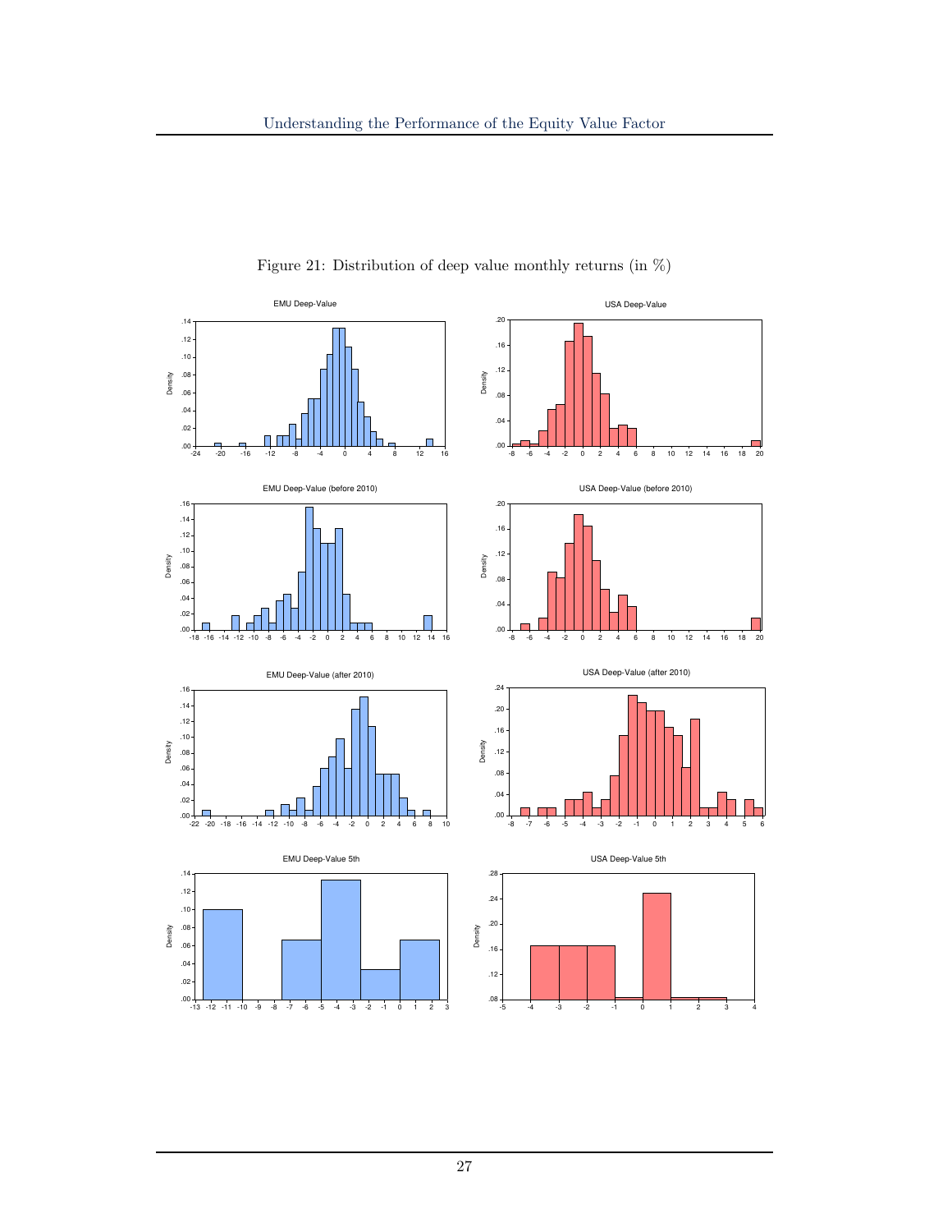Figure 21: Distribution of deep value monthly returns (in %)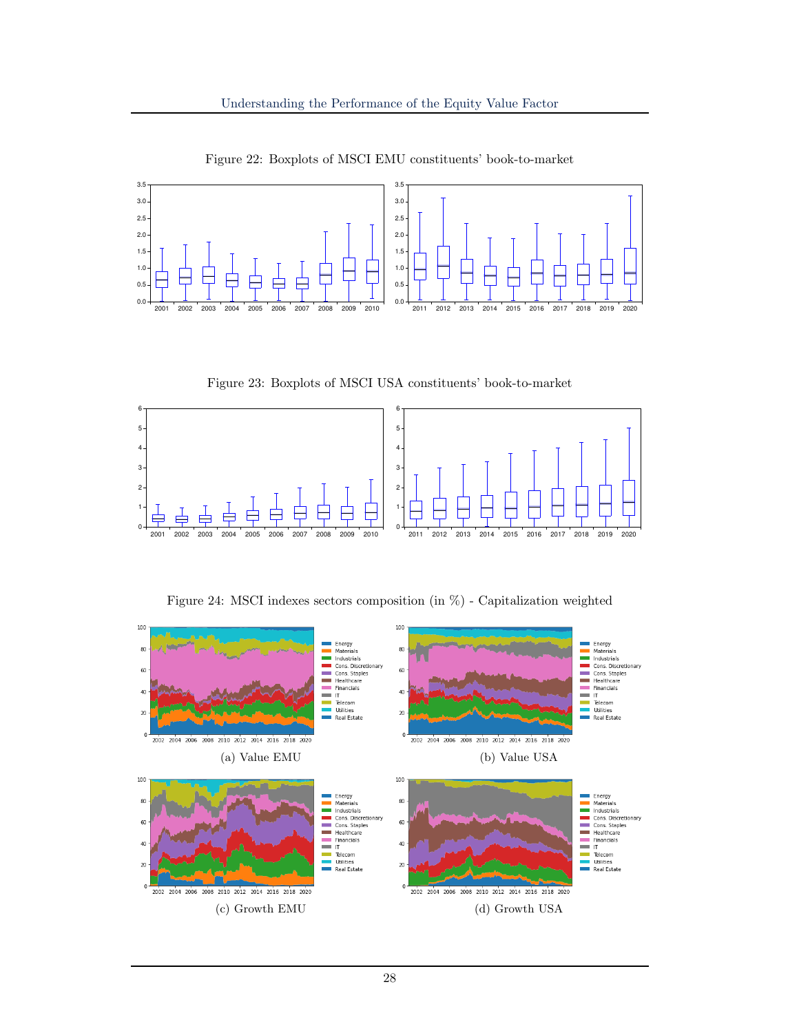Figure 22: Boxplots of MSCI EMU constituents' book-to-market

Figure 23: Boxplots of MSCI USA constituents' book-to-market

Figure 24: MSCI indexes sectors composition (in %) - Capitalization weighted

(a) Value EMU

(b) Value USA

(c) Growth EMU

(d) Growth USA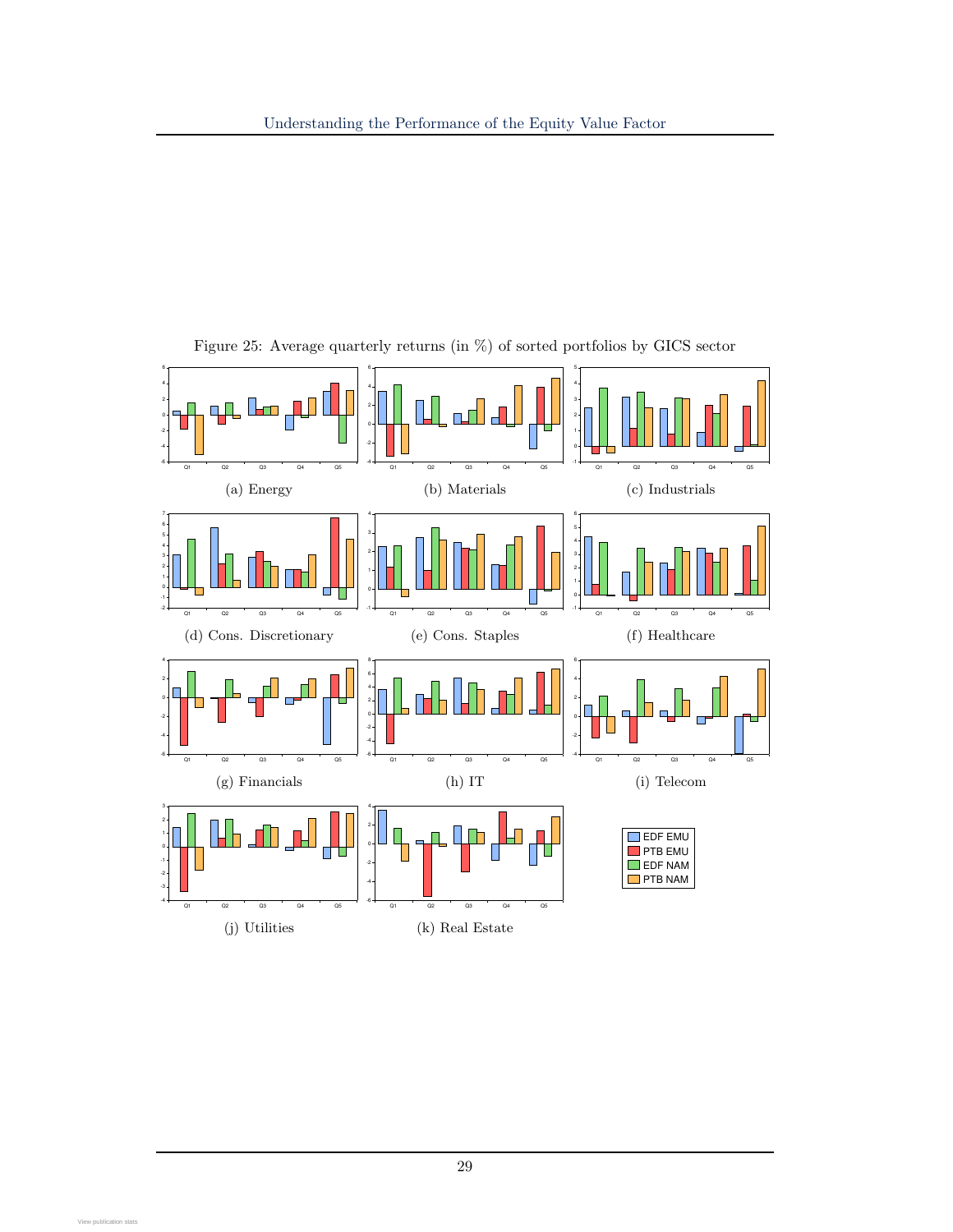Figure 25: Average quarterly returns (in %) of sorted portfolios by GICS sector

(a) Energy

(b) Materials

(c) Industrials

(d) Cons. Discretionary

(e) Cons. Staples

(f) Healthcare

(g) Financials

(h) IT

(i) Telecom

(j) Utilities

(k) Real Estate

EDF EMU
PTB EMU
EDF NAM
PTB NAM